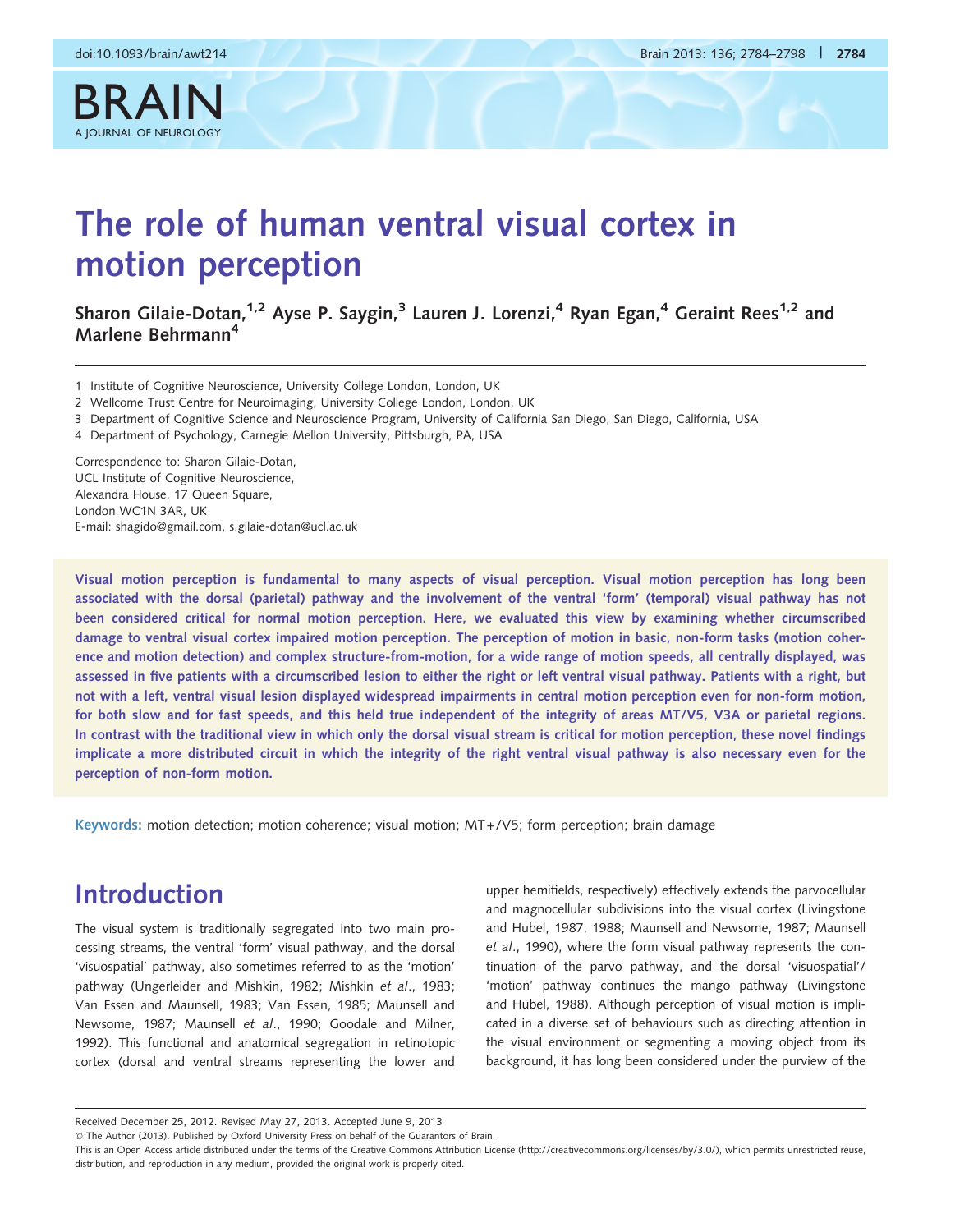# The role of human ventral visual cortex in motion perception

**Sharon Gilaie-Dotan,[1,2] Ayse P. Saygin,[3] Lauren J. Lorenzi,[4] Ryan Egan,[4] Geraint Rees[1,2] and Marlene Behrmann[4]**

1 Institute of Cognitive Neuroscience, University College London, London, UK
2 Wellcome Trust Centre for Neuroimaging, University College London, London, UK
3 Department of Cognitive Science and Neuroscience Program, University of California San Diego, San Diego, California, USA
4 Department of Psychology, Carnegie Mellon University, Pittsburgh, PA, USA

Correspondence to: Sharon Gilaie-Dotan,
UCL Institute of Cognitive Neuroscience,
Alexandra House, 17 Queen Square,
London WC1N 3AR, UK
E-mail: shagido@gmail.com, s.gilaie-dotan@ucl.ac.uk

**Visual motion perception is fundamental to many aspects of visual perception. Visual motion perception has long been associated with the dorsal (parietal) pathway and the involvement of the ventral 'form' (temporal) visual pathway has not been considered critical for normal motion perception. Here, we evaluated this view by examining whether circumscribed damage to ventral visual cortex impaired motion perception. The perception of motion in basic, non-form tasks (motion coherence and motion detection) and complex structure-from-motion, for a wide range of motion speeds, all centrally displayed, was assessed in five patients with a circumscribed lesion to either the right or left ventral visual pathway. Patients with a right, but not with a left, ventral visual lesion displayed widespread impairments in central motion perception even for non-form motion, for both slow and for fast speeds, and this held true independent of the integrity of areas MT/V5, V3A or parietal regions. In contrast with the traditional view in which only the dorsal visual stream is critical for motion perception, these novel findings implicate a more distributed circuit in which the integrity of the right ventral visual pathway is also necessary even for the perception of non-form motion.**

**Keywords:** motion detection; motion coherence; visual motion; MT+/V5; form perception; brain damage

## Introduction

The visual system is traditionally segregated into two main processing streams, the ventral 'form' visual pathway, and the dorsal 'visuospatial' pathway, also sometimes referred to as the 'motion' pathway (Ungerleider and Mishkin, 1982; Mishkin *et al*., 1983; Van Essen and Maunsell, 1983; Van Essen, 1985; Maunsell and Newsome, 1987; Maunsell *et al*., 1990; Goodale and Milner, 1992). This functional and anatomical segregation in retinotopic cortex (dorsal and ventral streams representing the lower and upper hemifields, respectively) effectively extends the parvocellular and magnocellular subdivisions into the visual cortex (Livingstone and Hubel, 1987, 1988; Maunsell and Newsome, 1987; Maunsell *et al*., 1990), where the form visual pathway represents the continuation of the parvo pathway, and the dorsal 'visuospatial'/ 'motion' pathway continues the mango pathway (Livingstone and Hubel, 1988). Although perception of visual motion is implicated in a diverse set of behaviours such as directing attention in the visual environment or segmenting a moving object from its background, it has long been considered under the purview of the

Received December 25, 2012. Revised May 27, 2013. Accepted June 9, 2013
© The Author (2013). Published by Oxford University Press on behalf of the Guarantors of Brain.
This is an Open Access article distributed under the terms of the Creative Commons Attribution License (http://creativecommons.org/licenses/by/3.0/), which permits unrestricted reuse, distribution, and reproduction in any medium, provided the original work is properly cited.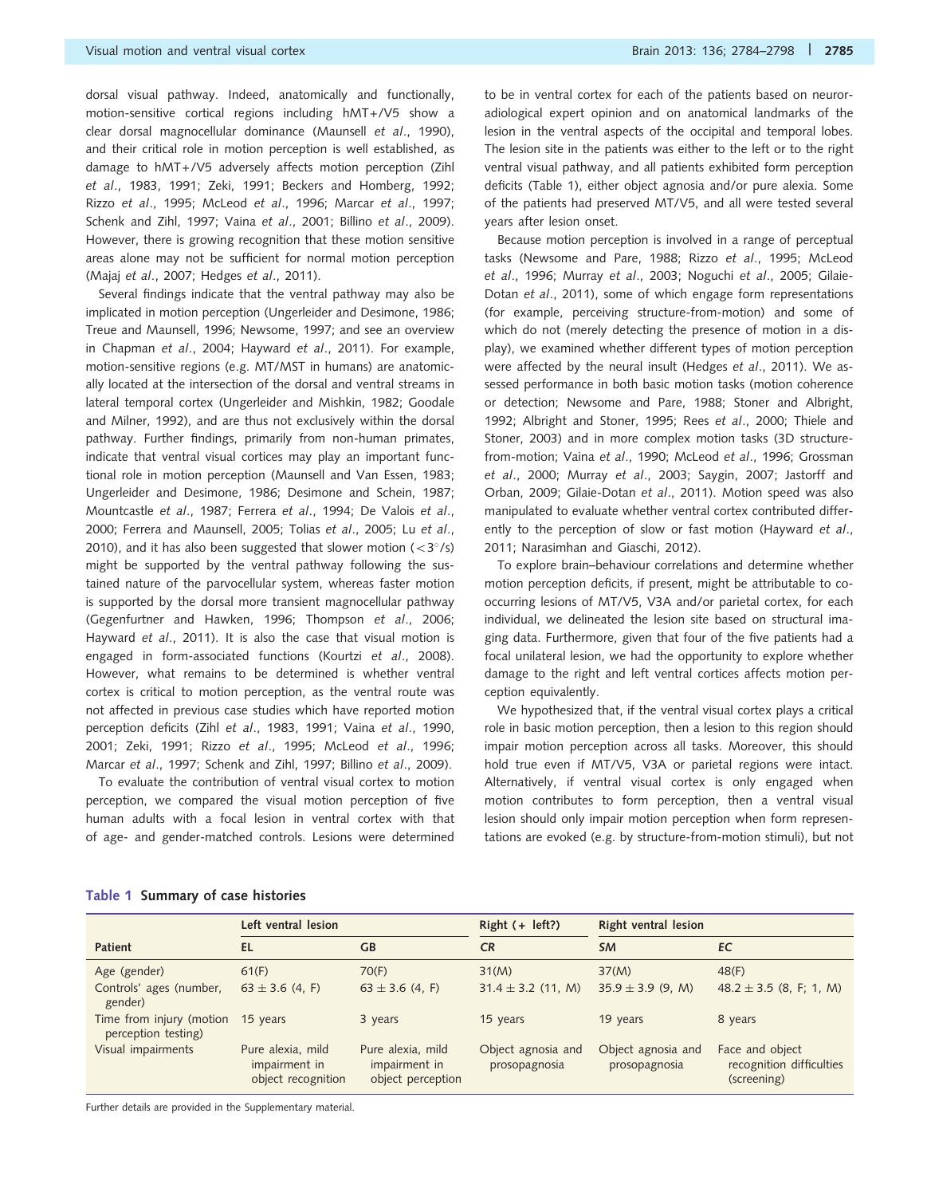dorsal visual pathway. Indeed, anatomically and functionally, motion-sensitive cortical regions including hMT+/V5 show a clear dorsal magnocellular dominance (Maunsell *et al*., 1990), and their critical role in motion perception is well established, as damage to hMT+/V5 adversely affects motion perception (Zihl *et al*., 1983, 1991; Zeki, 1991; Beckers and Homberg, 1992; Rizzo *et al*., 1995; McLeod *et al*., 1996; Marcar *et al*., 1997; Schenk and Zihl, 1997; Vaina *et al*., 2001; Billino *et al*., 2009). However, there is growing recognition that these motion sensitive areas alone may not be sufficient for normal motion perception (Majaj *et al*., 2007; Hedges *et al*., 2011).

Several findings indicate that the ventral pathway may also be implicated in motion perception (Ungerleider and Desimone, 1986; Treue and Maunsell, 1996; Newsome, 1997; and see an overview in Chapman *et al*., 2004; Hayward *et al*., 2011). For example, motion-sensitive regions (e.g. MT/MST in humans) are anatomically located at the intersection of the dorsal and ventral streams in lateral temporal cortex (Ungerleider and Mishkin, 1982; Goodale and Milner, 1992), and are thus not exclusively within the dorsal pathway. Further findings, primarily from non-human primates, indicate that ventral visual cortices may play an important functional role in motion perception (Maunsell and Van Essen, 1983; Ungerleider and Desimone, 1986; Desimone and Schein, 1987; Mountcastle *et al*., 1987; Ferrera *et al*., 1994; De Valois *et al*., 2000; Ferrera and Maunsell, 2005; Tolias *et al*., 2005; Lu *et al*., 2010), and it has also been suggested that slower motion ($<3°$/s) might be supported by the ventral pathway following the sustained nature of the parvocellular system, whereas faster motion is supported by the dorsal more transient magnocellular pathway (Gegenfurtner and Hawken, 1996; Thompson *et al*., 2006; Hayward *et al*., 2011). It is also the case that visual motion is engaged in form-associated functions (Kourtzi *et al*., 2008). However, what remains to be determined is whether ventral cortex is critical to motion perception, as the ventral route was not affected in previous case studies which have reported motion perception deficits (Zihl *et al*., 1983, 1991; Vaina *et al*., 1990, 2001; Zeki, 1991; Rizzo *et al*., 1995; McLeod *et al*., 1996; Marcar *et al*., 1997; Schenk and Zihl, 1997; Billino *et al*., 2009).

To evaluate the contribution of ventral visual cortex to motion perception, we compared the visual motion perception of five human adults with a focal lesion in ventral cortex with that of age- and gender-matched controls. Lesions were determined to be in ventral cortex for each of the patients based on neuroradiological expert opinion and on anatomical landmarks of the lesion in the ventral aspects of the occipital and temporal lobes. The lesion site in the patients was either to the left or to the right ventral visual pathway, and all patients exhibited form perception deficits (Table 1), either object agnosia and/or pure alexia. Some of the patients had preserved MT/V5, and all were tested several years after lesion onset.

Because motion perception is involved in a range of perceptual tasks (Newsome and Pare, 1988; Rizzo *et al*., 1995; McLeod *et al*., 1996; Murray *et al*., 2003; Noguchi *et al*., 2005; Gilaie-Dotan *et al*., 2011), some of which engage form representations (for example, perceiving structure-from-motion) and some of which do not (merely detecting the presence of motion in a display), we examined whether different types of motion perception were affected by the neural insult (Hedges *et al*., 2011). We assessed performance in both basic motion tasks (motion coherence or detection; Newsome and Pare, 1988; Stoner and Albright, 1992; Albright and Stoner, 1995; Rees *et al*., 2000; Thiele and Stoner, 2003) and in more complex motion tasks (3D structure-from-motion; Vaina *et al*., 1990; McLeod *et al*., 1996; Grossman *et al*., 2000; Murray *et al*., 2003; Saygin, 2007; Jastorff and Orban, 2009; Gilaie-Dotan *et al*., 2011). Motion speed was also manipulated to evaluate whether ventral cortex contributed differently to the perception of slow or fast motion (Hayward *et al*., 2011; Narasimhan and Giaschi, 2012).

To explore brain–behaviour correlations and determine whether motion perception deficits, if present, might be attributable to co-occurring lesions of MT/V5, V3A and/or parietal cortex, for each individual, we delineated the lesion site based on structural imaging data. Furthermore, given that four of the five patients had a focal unilateral lesion, we had the opportunity to explore whether damage to the right and left ventral cortices affects motion perception equivalently.

We hypothesized that, if the ventral visual cortex plays a critical role in basic motion perception, then a lesion to this region should impair motion perception across all tasks. Moreover, this should hold true even if MT/V5, V3A or parietal regions were intact. Alternatively, if ventral visual cortex is only engaged when motion contributes to form perception, then a ventral visual lesion should only impair motion perception when form representations are evoked (e.g. by structure-from-motion stimuli), but not

**Table 1 Summary of case histories**

| | Left ventral lesion | | Right (+ left?) | Right ventral lesion | |
|---|---|---|---|---|---|
| Patient | EL | GB | CR | SM | EC |
| Age (gender) | 61(F) | 70(F) | 31(M) | 37(M) | 48(F) |
| Controls' ages (number, gender) | 63 ± 3.6 (4, F) | 63 ± 3.6 (4, F) | 31.4 ± 3.2 (11, M) | 35.9 ± 3.9 (9, M) | 48.2 ± 3.5 (8, F; 1, M) |
| Time from injury (motion perception testing) | 15 years | 3 years | 15 years | 19 years | 8 years |
| Visual impairments | Pure alexia, mild impairment in object recognition | Pure alexia, mild impairment in object perception | Object agnosia and prosopagnosia | Object agnosia and prosopagnosia | Face and object recognition difficulties (screening) |

Further details are provided in the Supplementary material.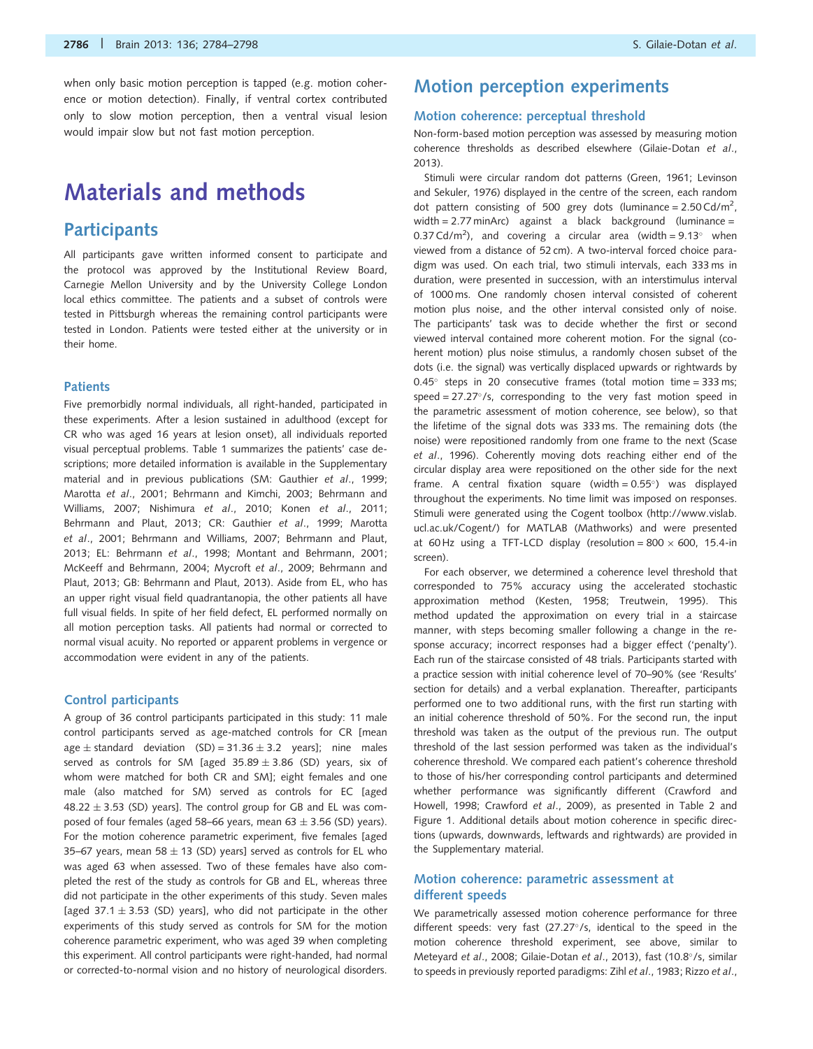when only basic motion perception is tapped (e.g. motion coherence or motion detection). Finally, if ventral cortex contributed only to slow motion perception, then a ventral visual lesion would impair slow but not fast motion perception.

# Materials and methods

## Participants

All participants gave written informed consent to participate and the protocol was approved by the Institutional Review Board, Carnegie Mellon University and by the University College London local ethics committee. The patients and a subset of controls were tested in Pittsburgh whereas the remaining control participants were tested in London. Patients were tested either at the university or in their home.

### Patients

Five premorbidly normal individuals, all right-handed, participated in these experiments. After a lesion sustained in adulthood (except for CR who was aged 16 years at lesion onset), all individuals reported visual perceptual problems. Table 1 summarizes the patients' case descriptions; more detailed information is available in the Supplementary material and in previous publications (SM: Gauthier *et al*., 1999; Marotta *et al*., 2001; Behrmann and Kimchi, 2003; Behrmann and Williams, 2007; Nishimura *et al*., 2010; Konen *et al*., 2011; Behrmann and Plaut, 2013; CR: Gauthier *et al*., 1999; Marotta *et al*., 2001; Behrmann and Williams, 2007; Behrmann and Plaut, 2013; EL: Behrmann *et al*., 1998; Montant and Behrmann, 2001; McKeeff and Behrmann, 2004; Mycroft *et al*., 2009; Behrmann and Plaut, 2013; GB: Behrmann and Plaut, 2013). Aside from EL, who has an upper right visual field quadrantanopia, the other patients all have full visual fields. In spite of her field defect, EL performed normally on all motion perception tasks. All patients had normal or corrected to normal visual acuity. No reported or apparent problems in vergence or accommodation were evident in any of the patients.

### Control participants

A group of 36 control participants participated in this study: 11 male control participants served as age-matched controls for CR [mean age ± standard deviation (SD) = 31.36 ± 3.2 years]; nine males served as controls for SM [aged 35.89 ± 3.86 (SD) years, six of whom were matched for both CR and SM]; eight females and one male (also matched for SM) served as controls for EC [aged 48.22 ± 3.53 (SD) years]. The control group for GB and EL was composed of four females (aged 58–66 years, mean 63 ± 3.56 (SD) years). For the motion coherence parametric experiment, five females [aged 35–67 years, mean 58 ± 13 (SD) years] served as controls for EL who was aged 63 when assessed. Two of these females have also completed the rest of the study as controls for GB and EL, whereas three did not participate in the other experiments of this study. Seven males [aged 37.1 ± 3.53 (SD) years], who did not participate in the other experiments of this study served as controls for SM for the motion coherence parametric experiment, who was aged 39 when completing this experiment. All control participants were right-handed, had normal or corrected-to-normal vision and no history of neurological disorders.

# Motion perception experiments

## Motion coherence: perceptual threshold

Non-form-based motion perception was assessed by measuring motion coherence thresholds as described elsewhere (Gilaie-Dotan *et al*., 2013).

Stimuli were circular random dot patterns (Green, 1961; Levinson and Sekuler, 1976) displayed in the centre of the screen, each random dot pattern consisting of 500 grey dots (luminance = 2.50 Cd/m$^2$, width = 2.77 minArc) against a black background (luminance = 0.37 Cd/m$^2$), and covering a circular area (width = 9.13° when viewed from a distance of 52 cm). A two-interval forced choice paradigm was used. On each trial, two stimuli intervals, each 333 ms in duration, were presented in succession, with an interstimulus interval of 1000 ms. One randomly chosen interval consisted of coherent motion plus noise, and the other interval consisted only of noise. The participants' task was to decide whether the first or second viewed interval contained more coherent motion. For the signal (coherent motion) plus noise stimulus, a randomly chosen subset of the dots (i.e. the signal) was vertically displaced upwards or rightwards by 0.45° steps in 20 consecutive frames (total motion time = 333 ms; speed = 27.27°/s, corresponding to the very fast motion speed in the parametric assessment of motion coherence, see below), so that the lifetime of the signal dots was 333 ms. The remaining dots (the noise) were repositioned randomly from one frame to the next (Scase *et al*., 1996). Coherently moving dots reaching either end of the circular display area were repositioned on the other side for the next frame. A central fixation square (width = 0.55°) was displayed throughout the experiments. No time limit was imposed on responses. Stimuli were generated using the Cogent toolbox (http://www.vislab.ucl.ac.uk/Cogent/) for MATLAB (Mathworks) and were presented at 60 Hz using a TFT-LCD display (resolution = 800 × 600, 15.4-in screen).

For each observer, we determined a coherence level threshold that corresponded to 75% accuracy using the accelerated stochastic approximation method (Kesten, 1958; Treutwein, 1995). This method updated the approximation on every trial in a staircase manner, with steps becoming smaller following a change in the response accuracy; incorrect responses had a bigger effect ('penalty'). Each run of the staircase consisted of 48 trials. Participants started with a practice session with initial coherence level of 70–90% (see 'Results' section for details) and a verbal explanation. Thereafter, participants performed one to two additional runs, with the first run starting with an initial coherence threshold of 50%. For the second run, the input threshold was taken as the output of the previous run. The output threshold of the last session performed was taken as the individual's coherence threshold. We compared each patient's coherence threshold to those of his/her corresponding control participants and determined whether performance was significantly different (Crawford and Howell, 1998; Crawford *et al*., 2009), as presented in Table 2 and Figure 1. Additional details about motion coherence in specific directions (upwards, downwards, leftwards and rightwards) are provided in the Supplementary material.

## Motion coherence: parametric assessment at different speeds

We parametrically assessed motion coherence performance for three different speeds: very fast (27.27°/s, identical to the speed in the motion coherence threshold experiment, see above, similar to Meteyard *et al*., 2008; Gilaie-Dotan *et al*., 2013), fast (10.8°/s, similar to speeds in previously reported paradigms: Zihl *et al*., 1983; Rizzo *et al*.,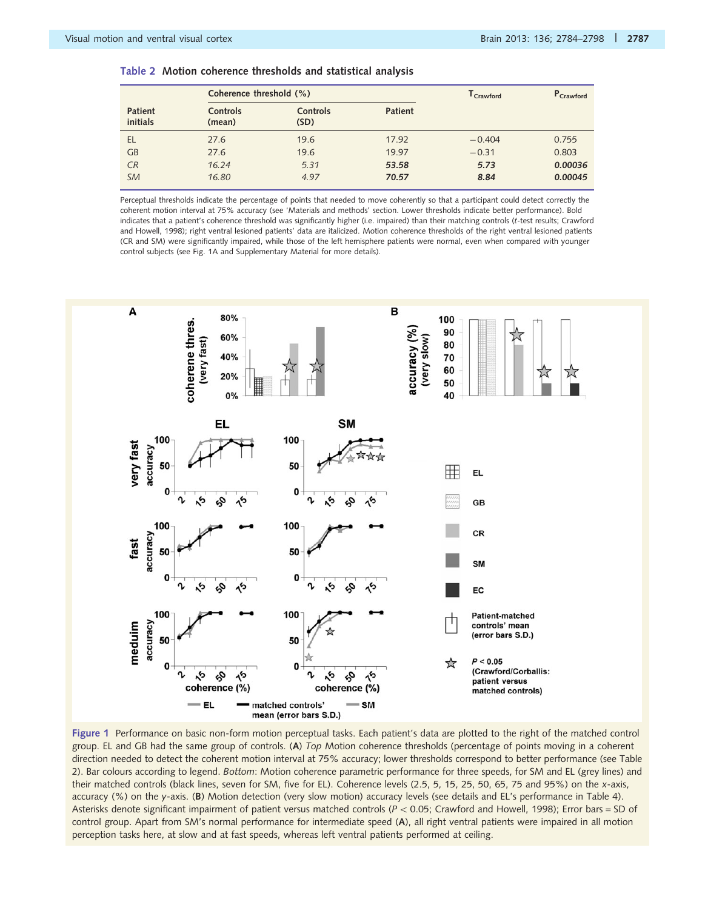**Table 2** Motion coherence thresholds and statistical analysis

| Patient initials | Coherence threshold (%) Controls (mean) | Controls (SD) | Patient | $T_{Crawford}$ | $P_{Crawford}$ |
|---|---|---|---|---|---|
| EL | 27.6 | 19.6 | 17.92 | −0.404 | 0.755 |
| GB | 27.6 | 19.6 | 19.97 | −0.31 | 0.803 |
| *CR* | *16.24* | *5.31* | ***53.58*** | ***5.73*** | ***0.00036*** |
| *SM* | *16.80* | *4.97* | ***70.57*** | ***8.84*** | ***0.00045*** |

Perceptual thresholds indicate the percentage of points that needed to move coherently so that a participant could detect correctly the coherent motion interval at 75% accuracy (see 'Materials and methods' section. Lower thresholds indicate better performance). Bold indicates that a patient's coherence threshold was significantly higher (i.e. impaired) than their matching controls (*t*-test results; Crawford and Howell, 1998); right ventral lesioned patients' data are italicized. Motion coherence thresholds of the right ventral lesioned patients (CR and SM) were significantly impaired, while those of the left hemisphere patients were normal, even when compared with younger control subjects (see Fig. 1A and Supplementary Material for more details).

**Figure 1** Performance on basic non-form motion perceptual tasks. Each patient's data are plotted to the right of the matched control group. EL and GB had the same group of controls. (**A**) *Top* Motion coherence thresholds (percentage of points moving in a coherent direction needed to detect the coherent motion interval at 75% accuracy; lower thresholds correspond to better performance (see Table 2). Bar colours according to legend. *Bottom*: Motion coherence parametric performance for three speeds, for SM and EL (grey lines) and their matched controls (black lines, seven for SM, five for EL). Coherence levels (2.5, 5, 15, 25, 50, 65, 75 and 95%) on the *x*-axis, accuracy (%) on the *y*-axis. (**B**) Motion detection (very slow motion) accuracy levels (see details and EL's performance in Table 4). Asterisks denote significant impairment of patient versus matched controls ($P < 0.05$; Crawford and Howell, 1998); Error bars = SD of control group. Apart from SM's normal performance for intermediate speed (**A**), all right ventral patients were impaired in all motion perception tasks here, at slow and at fast speeds, whereas left ventral patients performed at ceiling.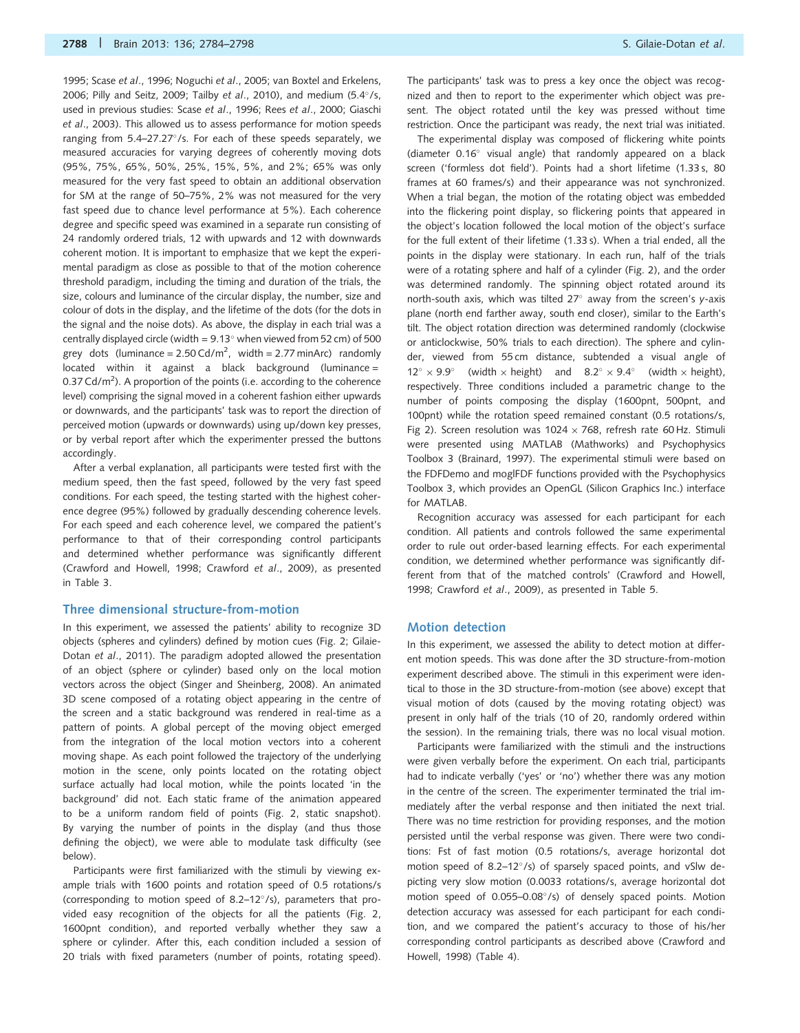1995; Scase *et al*., 1996; Noguchi *et al*., 2005; van Boxtel and Erkelens, 2006; Pilly and Seitz, 2009; Tailby *et al*., 2010), and medium (5.4°/s, used in previous studies: Scase *et al*., 1996; Rees *et al*., 2000; Giaschi *et al*., 2003). This allowed us to assess performance for motion speeds ranging from 5.4–27.27°/s. For each of these speeds separately, we measured accuracies for varying degrees of coherently moving dots (95%, 75%, 65%, 50%, 25%, 15%, 5%, and 2%; 65% was only measured for the very fast speed to obtain an additional observation for SM at the range of 50–75%, 2% was not measured for the very fast speed due to chance level performance at 5%). Each coherence degree and specific speed was examined in a separate run consisting of 24 randomly ordered trials, 12 with upwards and 12 with downwards coherent motion. It is important to emphasize that we kept the experimental paradigm as close as possible to that of the motion coherence threshold paradigm, including the timing and duration of the trials, the size, colours and luminance of the circular display, the number, size and colour of dots in the display, and the lifetime of the dots (for the dots in the signal and the noise dots). As above, the display in each trial was a centrally displayed circle (width = 9.13° when viewed from 52 cm) of 500 grey dots (luminance = 2.50 Cd/m$^2$, width = 2.77 minArc) randomly located within it against a black background (luminance = 0.37 Cd/m$^2$). A proportion of the points (i.e. according to the coherence level) comprising the signal moved in a coherent fashion either upwards or downwards, and the participants' task was to report the direction of perceived motion (upwards or downwards) using up/down key presses, or by verbal report after which the experimenter pressed the buttons accordingly.

After a verbal explanation, all participants were tested first with the medium speed, then the fast speed, followed by the very fast speed conditions. For each speed, the testing started with the highest coherence degree (95%) followed by gradually descending coherence levels. For each speed and each coherence level, we compared the patient's performance to that of their corresponding control participants and determined whether performance was significantly different (Crawford and Howell, 1998; Crawford *et al*., 2009), as presented in Table 3.

## Three dimensional structure-from-motion

In this experiment, we assessed the patients' ability to recognize 3D objects (spheres and cylinders) defined by motion cues (Fig. 2; Gilaie-Dotan *et al*., 2011). The paradigm adopted allowed the presentation of an object (sphere or cylinder) based only on the local motion vectors across the object (Singer and Sheinberg, 2008). An animated 3D scene composed of a rotating object appearing in the centre of the screen and a static background was rendered in real-time as a pattern of points. A global percept of the moving object emerged from the integration of the local motion vectors into a coherent moving shape. As each point followed the trajectory of the underlying motion in the scene, only points located on the rotating object surface actually had local motion, while the points located 'in the background' did not. Each static frame of the animation appeared to be a uniform random field of points (Fig. 2, static snapshot). By varying the number of points in the display (and thus those defining the object), we were able to modulate task difficulty (see below).

Participants were first familiarized with the stimuli by viewing example trials with 1600 points and rotation speed of 0.5 rotations/s (corresponding to motion speed of 8.2–12°/s), parameters that provided easy recognition of the objects for all the patients (Fig. 2, 1600pnt condition), and reported verbally whether they saw a sphere or cylinder. After this, each condition included a session of 20 trials with fixed parameters (number of points, rotating speed). The participants' task was to press a key once the object was recognized and then to report to the experimenter which object was present. The object rotated until the key was pressed without time restriction. Once the participant was ready, the next trial was initiated.

The experimental display was composed of flickering white points (diameter 0.16° visual angle) that randomly appeared on a black screen ('formless dot field'). Points had a short lifetime (1.33 s, 80 frames at 60 frames/s) and their appearance was not synchronized. When a trial began, the motion of the rotating object was embedded into the flickering point display, so flickering points that appeared in the object's location followed the local motion of the object's surface for the full extent of their lifetime (1.33 s). When a trial ended, all the points in the display were stationary. In each run, half of the trials were of a rotating sphere and half of a cylinder (Fig. 2), and the order was determined randomly. The spinning object rotated around its north-south axis, which was tilted 27° away from the screen's *y*-axis plane (north end farther away, south end closer), similar to the Earth's tilt. The object rotation direction was determined randomly (clockwise or anticlockwise, 50% trials to each direction). The sphere and cylinder, viewed from 55 cm distance, subtended a visual angle of 12° × 9.9° (width × height) and 8.2° × 9.4° (width × height), respectively. Three conditions included a parametric change to the number of points composing the display (1600pnt, 500pnt, and 100pnt) while the rotation speed remained constant (0.5 rotations/s, Fig 2). Screen resolution was 1024 × 768, refresh rate 60 Hz. Stimuli were presented using MATLAB (Mathworks) and Psychophysics Toolbox 3 (Brainard, 1997). The experimental stimuli were based on the FDFDemo and moglFDF functions provided with the Psychophysics Toolbox 3, which provides an OpenGL (Silicon Graphics Inc.) interface for MATLAB.

Recognition accuracy was assessed for each participant for each condition. All patients and controls followed the same experimental order to rule out order-based learning effects. For each experimental condition, we determined whether performance was significantly different from that of the matched controls' (Crawford and Howell, 1998; Crawford *et al*., 2009), as presented in Table 5.

## Motion detection

In this experiment, we assessed the ability to detect motion at different motion speeds. This was done after the 3D structure-from-motion experiment described above. The stimuli in this experiment were identical to those in the 3D structure-from-motion (see above) except that visual motion of dots (caused by the moving rotating object) was present in only half of the trials (10 of 20, randomly ordered within the session). In the remaining trials, there was no local visual motion.

Participants were familiarized with the stimuli and the instructions were given verbally before the experiment. On each trial, participants had to indicate verbally ('yes' or 'no') whether there was any motion in the centre of the screen. The experimenter terminated the trial immediately after the verbal response and then initiated the next trial. There was no time restriction for providing responses, and the motion persisted until the verbal response was given. There were two conditions: Fst of fast motion (0.5 rotations/s, average horizontal dot motion speed of 8.2–12°/s) of sparsely spaced points, and vSlw depicting very slow motion (0.0033 rotations/s, average horizontal dot motion speed of 0.055–0.08°/s) of densely spaced points. Motion detection accuracy was assessed for each participant for each condition, and we compared the patient's accuracy to those of his/her corresponding control participants as described above (Crawford and Howell, 1998) (Table 4).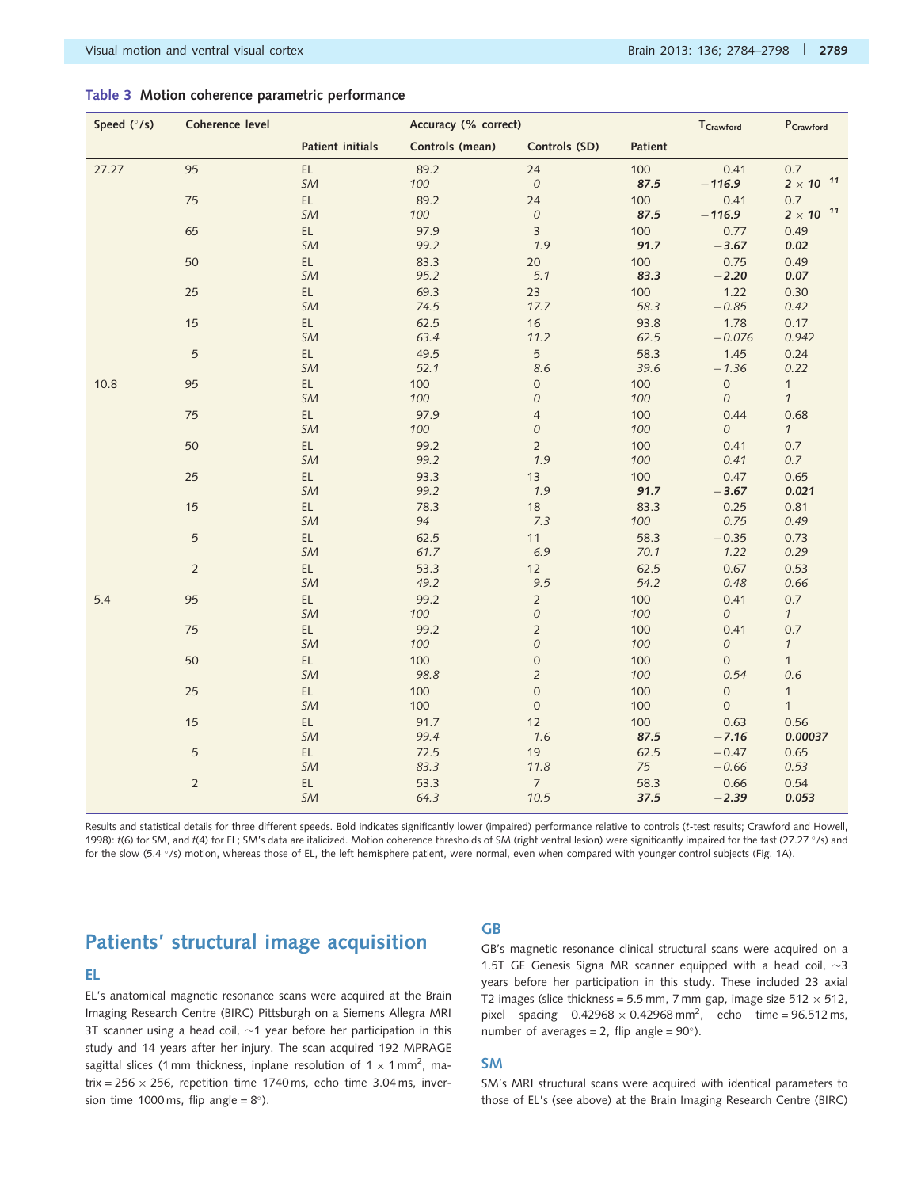**Table 3** Motion coherence parametric performance

| Speed (°/s) | Coherence level | | Accuracy (% correct) | | | $T_{Crawford}$ | $P_{Crawford}$ |
|---|---|---|---|---|---|---|---|
| | | Patient initials | Controls (mean) | Controls (SD) | Patient | | |
| 27.27 | 95 | EL | 89.2 | 24 | 100 | 0.41 | 0.7 |
| | | *SM* | *100* | *0* | ***87.5*** | ***−116.9*** | ***2 × 10⁻¹¹*** |
| | 75 | EL | 89.2 | 24 | 100 | 0.41 | 0.7 |
| | | *SM* | *100* | *0* | ***87.5*** | ***−116.9*** | ***2 × 10⁻¹¹*** |
| | 65 | EL | 97.9 | 3 | 100 | 0.77 | 0.49 |
| | | *SM* | *99.2* | *1.9* | ***91.7*** | ***−3.67*** | ***0.02*** |
| | 50 | EL | 83.3 | 20 | 100 | 0.75 | 0.49 |
| | | *SM* | *95.2* | *5.1* | ***83.3*** | ***−2.20*** | ***0.07*** |
| | 25 | EL | 69.3 | 23 | 100 | 1.22 | 0.30 |
| | | *SM* | *74.5* | *17.7* | *58.3* | *−0.85* | *0.42* |
| | 15 | EL | 62.5 | 16 | 93.8 | 1.78 | 0.17 |
| | | *SM* | *63.4* | *11.2* | *62.5* | *−0.076* | *0.942* |
| | 5 | EL | 49.5 | 5 | 58.3 | 1.45 | 0.24 |
| | | *SM* | *52.1* | *8.6* | *39.6* | *−1.36* | *0.22* |
| 10.8 | 95 | EL | 100 | 0 | 100 | 0 | 1 |
| | | *SM* | *100* | *0* | *100* | *0* | *1* |
| | 75 | EL | 97.9 | 4 | 100 | 0.44 | 0.68 |
| | | *SM* | *100* | *0* | *100* | *0* | *1* |
| | 50 | EL | 99.2 | 2 | 100 | 0.41 | 0.7 |
| | | *SM* | *99.2* | *1.9* | *100* | *0.41* | *0.7* |
| | 25 | EL | 93.3 | 13 | 100 | 0.47 | 0.65 |
| | | *SM* | *99.2* | *1.9* | ***91.7*** | ***−3.67*** | ***0.021*** |
| | 15 | EL | 78.3 | 18 | 83.3 | 0.25 | 0.81 |
| | | *SM* | *94* | *7.3* | *100* | *0.75* | *0.49* |
| | 5 | EL | 62.5 | 11 | 58.3 | −0.35 | 0.73 |
| | | *SM* | *61.7* | *6.9* | *70.1* | *1.22* | *0.29* |
| | 2 | EL | 53.3 | 12 | 62.5 | 0.67 | 0.53 |
| | | *SM* | *49.2* | *9.5* | *54.2* | *0.48* | *0.66* |
| 5.4 | 95 | EL | 99.2 | 2 | 100 | 0.41 | 0.7 |
| | | *SM* | *100* | *0* | *100* | *0* | *1* |
| | 75 | EL | 99.2 | 2 | 100 | 0.41 | 0.7 |
| | | *SM* | *100* | *0* | *100* | *0* | *1* |
| | 50 | EL | 100 | 0 | 100 | 0 | 1 |
| | | *SM* | *98.8* | *2* | *100* | *0.54* | *0.6* |
| | 25 | EL | 100 | 0 | 100 | 0 | 1 |
| | | SM | 100 | 0 | 100 | 0 | 1 |
| | 15 | EL | 91.7 | 12 | 100 | 0.63 | 0.56 |
| | | *SM* | *99.4* | *1.6* | ***87.5*** | ***−7.16*** | ***0.00037*** |
| | 5 | EL | 72.5 | 19 | 62.5 | −0.47 | 0.65 |
| | | *SM* | *83.3* | *11.8* | *75* | *−0.66* | *0.53* |
| | 2 | EL | 53.3 | 7 | 58.3 | 0.66 | 0.54 |
| | | *SM* | *64.3* | *10.5* | ***37.5*** | ***−2.39*** | ***0.053*** |

Results and statistical details for three different speeds. Bold indicates significantly lower (impaired) performance relative to controls (*t*-test results; Crawford and Howell, 1998): *t*(6) for SM, and *t*(4) for EL; SM's data are italicized. Motion coherence thresholds of SM (right ventral lesion) were significantly impaired for the fast (27.27 °/s) and for the slow (5.4 °/s) motion, whereas those of EL, the left hemisphere patient, were normal, even when compared with younger control subjects (Fig. 1A).

## Patients' structural image acquisition

### EL

EL's anatomical magnetic resonance scans were acquired at the Brain Imaging Research Centre (BIRC) Pittsburgh on a Siemens Allegra MRI 3T scanner using a head coil, ~1 year before her participation in this study and 14 years after her injury. The scan acquired 192 MPRAGE sagittal slices (1 mm thickness, inplane resolution of 1 × 1 mm², matrix = 256 × 256, repetition time 1740 ms, echo time 3.04 ms, inversion time 1000 ms, flip angle = 8°).

### GB

GB's magnetic resonance clinical structural scans were acquired on a 1.5T GE Genesis Signa MR scanner equipped with a head coil, ~3 years before her participation in this study. These included 23 axial T2 images (slice thickness = 5.5 mm, 7 mm gap, image size 512 × 512, pixel spacing 0.42968 × 0.42968 mm², echo time = 96.512 ms, number of averages = 2, flip angle = 90°).

### SM

SM's MRI structural scans were acquired with identical parameters to those of EL's (see above) at the Brain Imaging Research Centre (BIRC)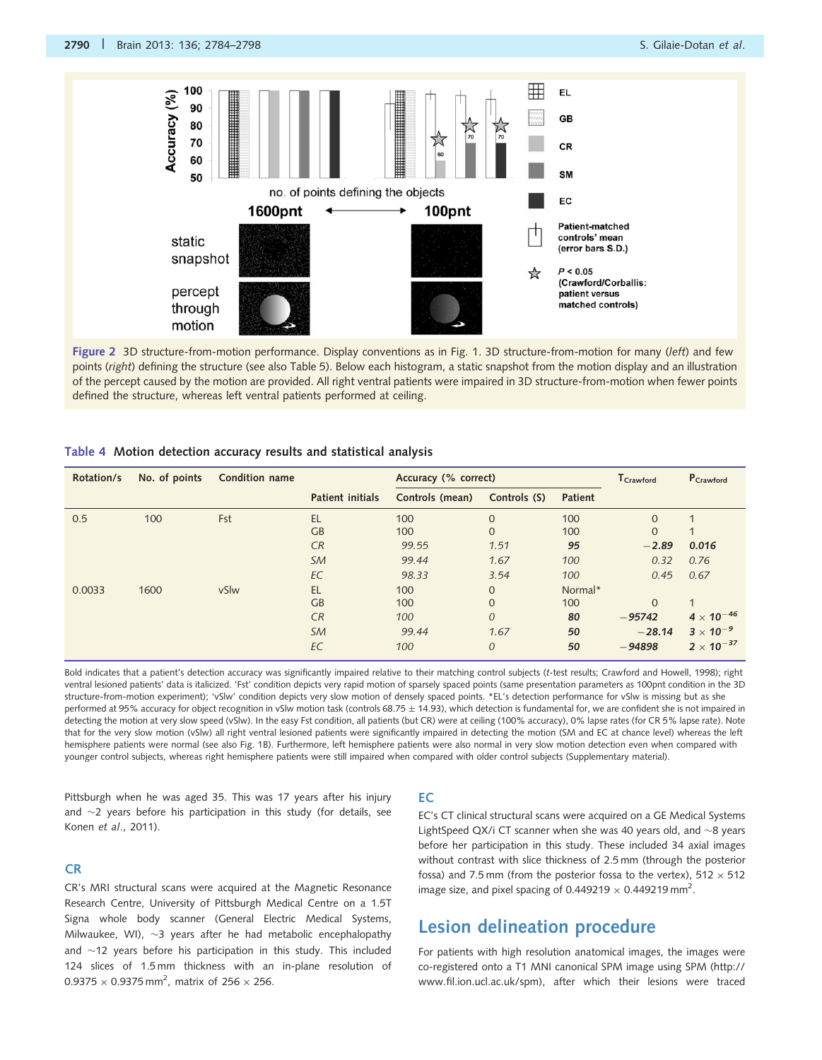Figure 2 3D structure-from-motion performance. Display conventions as in Fig. 1. 3D structure-from-motion for many (*left*) and few points (*right*) defining the structure (see also Table 5). Below each histogram, a static snapshot from the motion display and an illustration of the percept caused by the motion are provided. All right ventral patients were impaired in 3D structure-from-motion when fewer points defined the structure, whereas left ventral patients performed at ceiling.

**Table 4** Motion detection accuracy results and statistical analysis

| Rotation/s | No. of points | Condition name | Patient initials | Accuracy (% correct) Controls (mean) | Controls (S) | Patient | $T_{Crawford}$ | $P_{Crawford}$ |
|---|---|---|---|---|---|---|---|---|
| 0.5 | 100 | Fst | EL | 100 | 0 | 100 | 0 | 1 |
| | | | GB | 100 | 0 | 100 | 0 | 1 |
| | | | *CR* | *99.55* | *1.51* | ***95*** | ***−2.89*** | ***0.016*** |
| | | | *SM* | *99.44* | *1.67* | *100* | *0.32* | *0.76* |
| | | | *EC* | *98.33* | *3.54* | *100* | *0.45* | *0.67* |
| 0.0033 | 1600 | vSlw | EL | 100 | 0 | Normal* | | |
| | | | GB | 100 | 0 | 100 | 0 | 1 |
| | | | *CR* | *100* | *0* | ***80*** | ***−95742*** | ***$4 \times 10^{-46}$*** |
| | | | *SM* | *99.44* | *1.67* | ***50*** | ***−28.14*** | ***$3 \times 10^{-9}$*** |
| | | | *EC* | *100* | *0* | ***50*** | ***−94898*** | ***$2 \times 10^{-37}$*** |

Bold indicates that a patient's detection accuracy was significantly impaired relative to their matching control subjects (*t*-test results; Crawford and Howell, 1998); right ventral lesioned patients' data is italicized. 'Fst' condition depicts very rapid motion of sparsely spaced points (same presentation parameters as 100pnt condition in the 3D structure-from-motion experiment); 'vSlw' condition depicts very slow motion of densely spaced points. *EL's detection performance for vSlw is missing but as she performed at 95% accuracy for object recognition in vSlw motion task (controls 68.75 ± 14.93), which detection is fundamental for, we are confident she is not impaired in detecting the motion at very slow speed (vSlw). In the easy Fst condition, all patients (but CR) were at ceiling (100% accuracy), 0% lapse rates (for CR 5% lapse rate). Note that for the very slow motion (vSlw) all right ventral lesioned patients were significantly impaired in detecting the motion (SM and EC at chance level) whereas the left hemisphere patients were normal (see also Fig. 1B). Furthermore, left hemisphere patients were also normal in very slow motion detection even when compared with younger control subjects, whereas right hemisphere patients were still impaired when compared with older control subjects (Supplementary material).

Pittsburgh when he was aged 35. This was 17 years after his injury and ~2 years before his participation in this study (for details, see Konen *et al*., 2011).

### CR

CR's MRI structural scans were acquired at the Magnetic Resonance Research Centre, University of Pittsburgh Medical Centre on a 1.5T Signa whole body scanner (General Electric Medical Systems, Milwaukee, WI), ~3 years after he had metabolic encephalopathy and ~12 years before his participation in this study. This included 124 slices of 1.5 mm thickness with an in-plane resolution of $0.9375 \times 0.9375\ \text{mm}^2$, matrix of $256 \times 256$.

### EC

EC's CT clinical structural scans were acquired on a GE Medical Systems LightSpeed QX/i CT scanner when she was 40 years old, and ~8 years before her participation in this study. These included 34 axial images without contrast with slice thickness of 2.5 mm (through the posterior fossa) and 7.5 mm (from the posterior fossa to the vertex), $512 \times 512$ image size, and pixel spacing of $0.449219 \times 0.449219\ \text{mm}^2$.

## Lesion delineation procedure

For patients with high resolution anatomical images, the images were co-registered onto a T1 MNI canonical SPM image using SPM (http://www.fil.ion.ucl.ac.uk/spm), after which their lesions were traced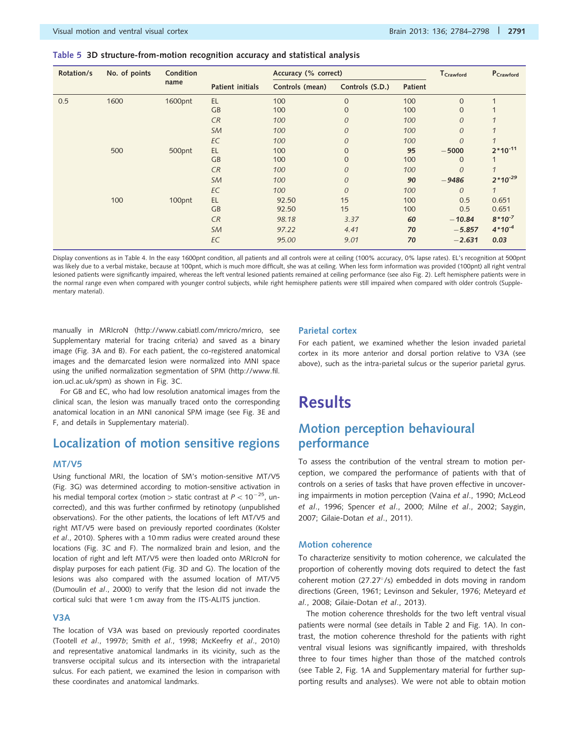**Table 5** 3D structure-from-motion recognition accuracy and statistical analysis

| Rotation/s | No. of points | Condition name | Patient initials | Accuracy (% correct) | | | $T_{Crawford}$ | $P_{Crawford}$ |
|---|---|---|---|---|---|---|---|---|
| | | | | Controls (mean) | Controls (S.D.) | Patient | | |
| 0.5 | 1600 | 1600pnt | EL | 100 | 0 | 100 | 0 | 1 |
| | | | GB | 100 | 0 | 100 | 0 | 1 |
| | | | *CR* | *100* | *0* | *100* | *0* | *1* |
| | | | *SM* | *100* | *0* | *100* | *0* | *1* |
| | | | *EC* | *100* | *0* | *100* | *0* | *1* |
| | 500 | 500pnt | EL | 100 | 0 | **95** | **−5000** | **$2*10^{-11}$** |
| | | | GB | 100 | 0 | 100 | 0 | 1 |
| | | | *CR* | *100* | *0* | *100* | *0* | *1* |
| | | | *SM* | *100* | *0* | ***90*** | ***−9486*** | ***$2*10^{-29}$*** |
| | | | *EC* | *100* | *0* | *100* | *0* | *1* |
| | 100 | 100pnt | EL | 92.50 | 15 | 100 | 0.5 | 0.651 |
| | | | GB | 92.50 | 15 | 100 | 0.5 | 0.651 |
| | | | *CR* | *98.18* | *3.37* | ***60*** | ***−10.84*** | ***$8*10^{-7}$*** |
| | | | *SM* | *97.22* | *4.41* | ***70*** | ***−5.857*** | ***$4*10^{-4}$*** |
| | | | *EC* | *95.00* | *9.01* | ***70*** | ***−2.631*** | ***0.03*** |

Display conventions as in Table 4. In the easy 1600pnt condition, all patients and all controls were at ceiling (100% accuracy, 0% lapse rates). EL's recognition at 500pnt was likely due to a verbal mistake, because at 100pnt, which is much more difficult, she was at ceiling. When less form information was provided (100pnt) all right ventral lesioned patients were significantly impaired, whereas the left ventral lesioned patients remained at ceiling performance (see also Fig. 2). Left hemisphere patients were in the normal range even when compared with younger control subjects, while right hemisphere patients were still impaired when compared with older controls (Supplementary material).

manually in MRIcroN (http://www.cabiatl.com/mricro/mricro, see Supplementary material for tracing criteria) and saved as a binary image (Fig. 3A and B). For each patient, the co-registered anatomical images and the demarcated lesion were normalized into MNI space using the unified normalization segmentation of SPM (http://www.fil.ion.ucl.ac.uk/spm) as shown in Fig. 3C.

For GB and EC, who had low resolution anatomical images from the clinical scan, the lesion was manually traced onto the corresponding anatomical location in an MNI canonical SPM image (see Fig. 3E and F, and details in Supplementary material).

## Localization of motion sensitive regions

### MT/V5

Using functional MRI, the location of SM's motion-sensitive MT/V5 (Fig. 3G) was determined according to motion-sensitive activation in his medial temporal cortex (motion > static contrast at $P < 10^{-25}$, uncorrected), and this was further confirmed by retinotopy (unpublished observations). For the other patients, the locations of left MT/V5 and right MT/V5 were based on previously reported coordinates (Kolster *et al*., 2010). Spheres with a 10 mm radius were created around these locations (Fig. 3C and F). The normalized brain and lesion, and the location of right and left MT/V5 were then loaded onto MRIcroN for display purposes for each patient (Fig. 3D and G). The location of the lesions was also compared with the assumed location of MT/V5 (Dumoulin *et al*., 2000) to verify that the lesion did not invade the cortical sulci that were 1 cm away from the ITS-ALITS junction.

### V3A

The location of V3A was based on previously reported coordinates (Tootell *et al*., 1997*b*; Smith *et al*., 1998; McKeefry *et al*., 2010) and representative anatomical landmarks in its vicinity, such as the transverse occipital sulcus and its intersection with the intraparietal sulcus. For each patient, we examined the lesion in comparison with these coordinates and anatomical landmarks.

### Parietal cortex

For each patient, we examined whether the lesion invaded parietal cortex in its more anterior and dorsal portion relative to V3A (see above), such as the intra-parietal sulcus or the superior parietal gyrus.

# Results

## Motion perception behavioural performance

To assess the contribution of the ventral stream to motion perception, we compared the performance of patients with that of controls on a series of tasks that have proven effective in uncovering impairments in motion perception (Vaina *et al*., 1990; McLeod *et al*., 1996; Spencer *et al*., 2000; Milne *et al*., 2002; Saygin, 2007; Gilaie-Dotan *et al*., 2011).

### Motion coherence

To characterize sensitivity to motion coherence, we calculated the proportion of coherently moving dots required to detect the fast coherent motion (27.27°/s) embedded in dots moving in random directions (Green, 1961; Levinson and Sekuler, 1976; Meteyard *et al*., 2008; Gilaie-Dotan *et al*., 2013).

The motion coherence thresholds for the two left ventral visual patients were normal (see details in Table 2 and Fig. 1A). In contrast, the motion coherence threshold for the patients with right ventral visual lesions was significantly impaired, with thresholds three to four times higher than those of the matched controls (see Table 2, Fig. 1A and Supplementary material for further supporting results and analyses). We were not able to obtain motion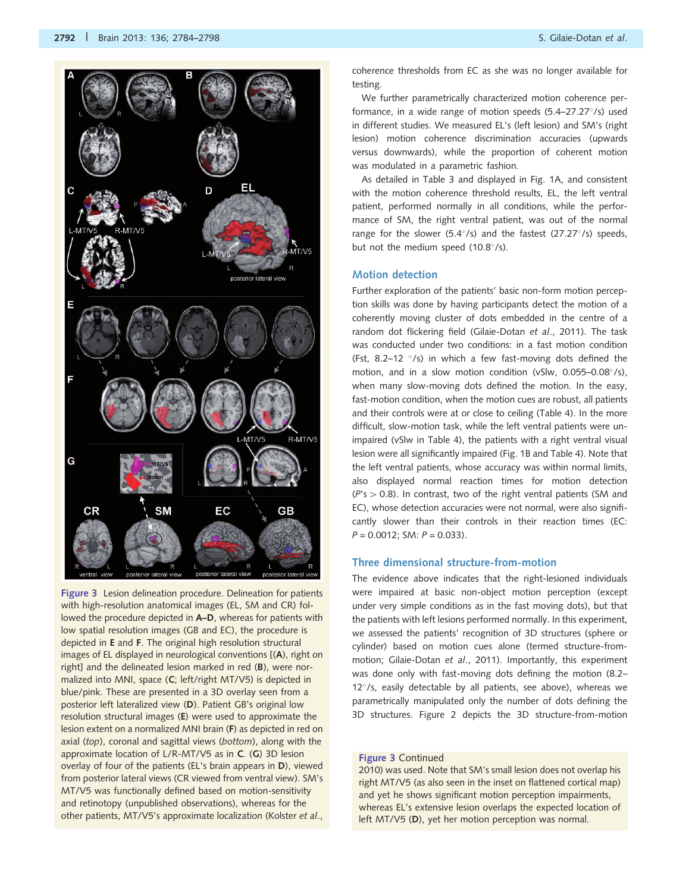**Figure 3** Lesion delineation procedure. Delineation for patients with high-resolution anatomical images (EL, SM and CR) followed the procedure depicted in **A–D**, whereas for patients with low spatial resolution images (GB and EC), the procedure is depicted in **E** and **F**. The original high resolution structural images of EL displayed in neurological conventions [(**A**), right on right] and the delineated lesion marked in red (**B**), were normalized into MNI, space (**C**; left/right MT/V5) is depicted in blue/pink. These are presented in a 3D overlay seen from a posterior left lateralized view (**D**). Patient GB's original low resolution structural images (**E**) were used to approximate the lesion extent on a normalized MNI brain (**F**) as depicted in red on axial (*top*), coronal and sagittal views (*bottom*), along with the approximate location of L/R-MT/V5 as in **C**. (**G**) 3D lesion overlay of four of the patients (EL's brain appears in **D**), viewed from posterior lateral views (CR viewed from ventral view). SM's MT/V5 was functionally defined based on motion-sensitivity and retinotopy (unpublished observations), whereas for the other patients, MT/V5's approximate localization (Kolster *et al.*, 2010) was used. Note that SM's small lesion does not overlap his right MT/V5 (as also seen in the inset on flattened cortical map) and yet he shows significant motion perception impairments, whereas EL's extensive lesion overlaps the expected location of left MT/V5 (**D**), yet her motion perception was normal.

coherence thresholds from EC as she was no longer available for testing.

We further parametrically characterized motion coherence performance, in a wide range of motion speeds (5.4–27.27°/s) used in different studies. We measured EL's (left lesion) and SM's (right lesion) motion coherence discrimination accuracies (upwards versus downwards), while the proportion of coherent motion was modulated in a parametric fashion.

As detailed in Table 3 and displayed in Fig. 1A, and consistent with the motion coherence threshold results, EL, the left ventral patient, performed normally in all conditions, while the performance of SM, the right ventral patient, was out of the normal range for the slower (5.4°/s) and the fastest (27.27°/s) speeds, but not the medium speed (10.8°/s).

## Motion detection

Further exploration of the patients' basic non-form motion perception skills was done by having participants detect the motion of a coherently moving cluster of dots embedded in the centre of a random dot flickering field (Gilaie-Dotan *et al.*, 2011). The task was conducted under two conditions: in a fast motion condition (Fst, 8.2–12 °/s) in which a few fast-moving dots defined the motion, and in a slow motion condition (vSlw, 0.055–0.08°/s), when many slow-moving dots defined the motion. In the easy, fast-motion condition, when the motion cues are robust, all patients and their controls were at or close to ceiling (Table 4). In the more difficult, slow-motion task, while the left ventral patients were unimpaired (vSlw in Table 4), the patients with a right ventral visual lesion were all significantly impaired (Fig. 1B and Table 4). Note that the left ventral patients, whose accuracy was within normal limits, also displayed normal reaction times for motion detection ($P$'s > 0.8). In contrast, two of the right ventral patients (SM and EC), whose detection accuracies were not normal, were also significantly slower than their controls in their reaction times (EC: $P = 0.0012$; SM: $P = 0.033$).

## Three dimensional structure-from-motion

The evidence above indicates that the right-lesioned individuals were impaired at basic non-object motion perception (except under very simple conditions as in the fast moving dots), but that the patients with left lesions performed normally. In this experiment, we assessed the patients' recognition of 3D structures (sphere or cylinder) based on motion cues alone (termed structure-from-motion; Gilaie-Dotan *et al.*, 2011). Importantly, this experiment was done only with fast-moving dots defining the motion (8.2–12°/s, easily detectable by all patients, see above), whereas we parametrically manipulated only the number of dots defining the 3D structures. Figure 2 depicts the 3D structure-from-motion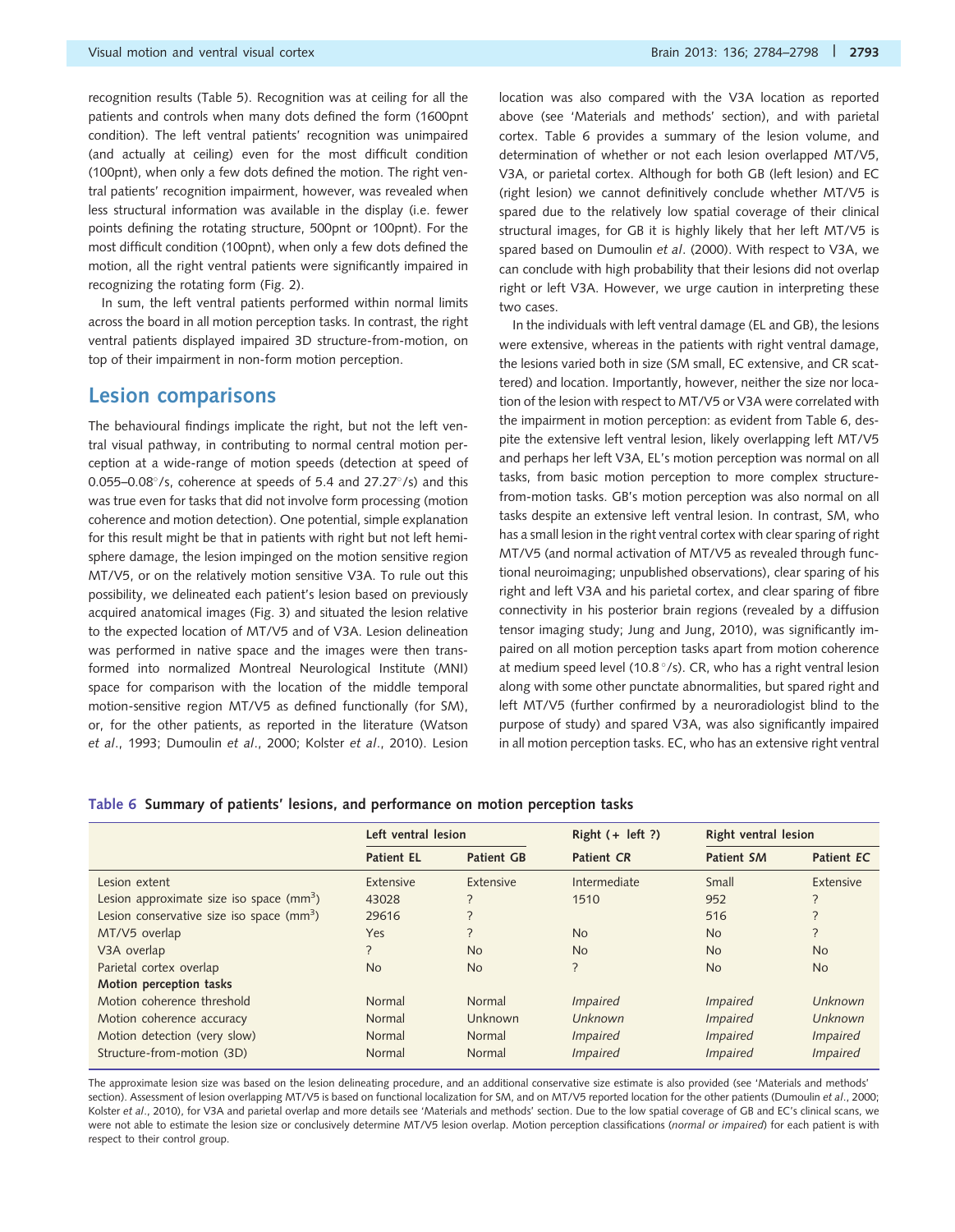recognition results (Table 5). Recognition was at ceiling for all the patients and controls when many dots defined the form (1600pnt condition). The left ventral patients' recognition was unimpaired (and actually at ceiling) even for the most difficult condition (100pnt), when only a few dots defined the motion. The right ventral patients' recognition impairment, however, was revealed when less structural information was available in the display (i.e. fewer points defining the rotating structure, 500pnt or 100pnt). For the most difficult condition (100pnt), when only a few dots defined the motion, all the right ventral patients were significantly impaired in recognizing the rotating form (Fig. 2).

In sum, the left ventral patients performed within normal limits across the board in all motion perception tasks. In contrast, the right ventral patients displayed impaired 3D structure-from-motion, on top of their impairment in non-form motion perception.

## Lesion comparisons

The behavioural findings implicate the right, but not the left ventral visual pathway, in contributing to normal central motion perception at a wide-range of motion speeds (detection at speed of 0.055–0.08°/s, coherence at speeds of 5.4 and 27.27°/s) and this was true even for tasks that did not involve form processing (motion coherence and motion detection). One potential, simple explanation for this result might be that in patients with right but not left hemisphere damage, the lesion impinged on the motion sensitive region MT/V5, or on the relatively motion sensitive V3A. To rule out this possibility, we delineated each patient's lesion based on previously acquired anatomical images (Fig. 3) and situated the lesion relative to the expected location of MT/V5 and of V3A. Lesion delineation was performed in native space and the images were then transformed into normalized Montreal Neurological Institute (MNI) space for comparison with the location of the middle temporal motion-sensitive region MT/V5 as defined functionally (for SM), or, for the other patients, as reported in the literature (Watson *et al*., 1993; Dumoulin *et al*., 2000; Kolster *et al*., 2010). Lesion location was also compared with the V3A location as reported above (see 'Materials and methods' section), and with parietal cortex. Table 6 provides a summary of the lesion volume, and determination of whether or not each lesion overlapped MT/V5, V3A, or parietal cortex. Although for both GB (left lesion) and EC (right lesion) we cannot definitively conclude whether MT/V5 is spared due to the relatively low spatial coverage of their clinical structural images, for GB it is highly likely that her left MT/V5 is spared based on Dumoulin *et al*. (2000). With respect to V3A, we can conclude with high probability that their lesions did not overlap right or left V3A. However, we urge caution in interpreting these two cases.

In the individuals with left ventral damage (EL and GB), the lesions were extensive, whereas in the patients with right ventral damage, the lesions varied both in size (SM small, EC extensive, and CR scattered) and location. Importantly, however, neither the size nor location of the lesion with respect to MT/V5 or V3A were correlated with the impairment in motion perception: as evident from Table 6, despite the extensive left ventral lesion, likely overlapping left MT/V5 and perhaps her left V3A, EL's motion perception was normal on all tasks, from basic motion perception to more complex structure-from-motion tasks. GB's motion perception was also normal on all tasks despite an extensive left ventral lesion. In contrast, SM, who has a small lesion in the right ventral cortex with clear sparing of right MT/V5 (and normal activation of MT/V5 as revealed through functional neuroimaging; unpublished observations), clear sparing of his right and left V3A and his parietal cortex, and clear sparing of fibre connectivity in his posterior brain regions (revealed by a diffusion tensor imaging study; Jung and Jung, 2010), was significantly impaired on all motion perception tasks apart from motion coherence at medium speed level (10.8°/s). CR, who has a right ventral lesion along with some other punctate abnormalities, but spared right and left MT/V5 (further confirmed by a neuroradiologist blind to the purpose of study) and spared V3A, was also significantly impaired in all motion perception tasks. EC, who has an extensive right ventral

**Table 6 Summary of patients' lesions, and performance on motion perception tasks**

| | Left ventral lesion | | Right (+ left ?) | Right ventral lesion | |
|---|---|---|---|---|---|
| | Patient EL | Patient GB | Patient *CR* | Patient *SM* | Patient *EC* |
| Lesion extent | Extensive | Extensive | Intermediate | Small | Extensive |
| Lesion approximate size iso space (mm$^3$) | 43028 | ? | 1510 | 952 | ? |
| Lesion conservative size iso space (mm$^3$) | 29616 | ? | | 516 | ? |
| MT/V5 overlap | Yes | ? | No | No | ? |
| V3A overlap | ? | No | No | No | No |
| Parietal cortex overlap | No | No | ? | No | No |
| **Motion perception tasks** | | | | | |
| Motion coherence threshold | Normal | Normal | *Impaired* | *Impaired* | *Unknown* |
| Motion coherence accuracy | Normal | Unknown | *Unknown* | *Impaired* | *Unknown* |
| Motion detection (very slow) | Normal | Normal | *Impaired* | *Impaired* | *Impaired* |
| Structure-from-motion (3D) | Normal | Normal | *Impaired* | *Impaired* | *Impaired* |

The approximate lesion size was based on the lesion delineating procedure, and an additional conservative size estimate is also provided (see 'Materials and methods' section). Assessment of lesion overlapping MT/V5 is based on functional localization for SM, and on MT/V5 reported location for the other patients (Dumoulin *et al*., 2000; Kolster *et al*., 2010), for V3A and parietal overlap and more details see 'Materials and methods' section. Due to the low spatial coverage of GB and EC's clinical scans, we were not able to estimate the lesion size or conclusively determine MT/V5 lesion overlap. Motion perception classifications (*normal or impaired*) for each patient is with respect to their control group.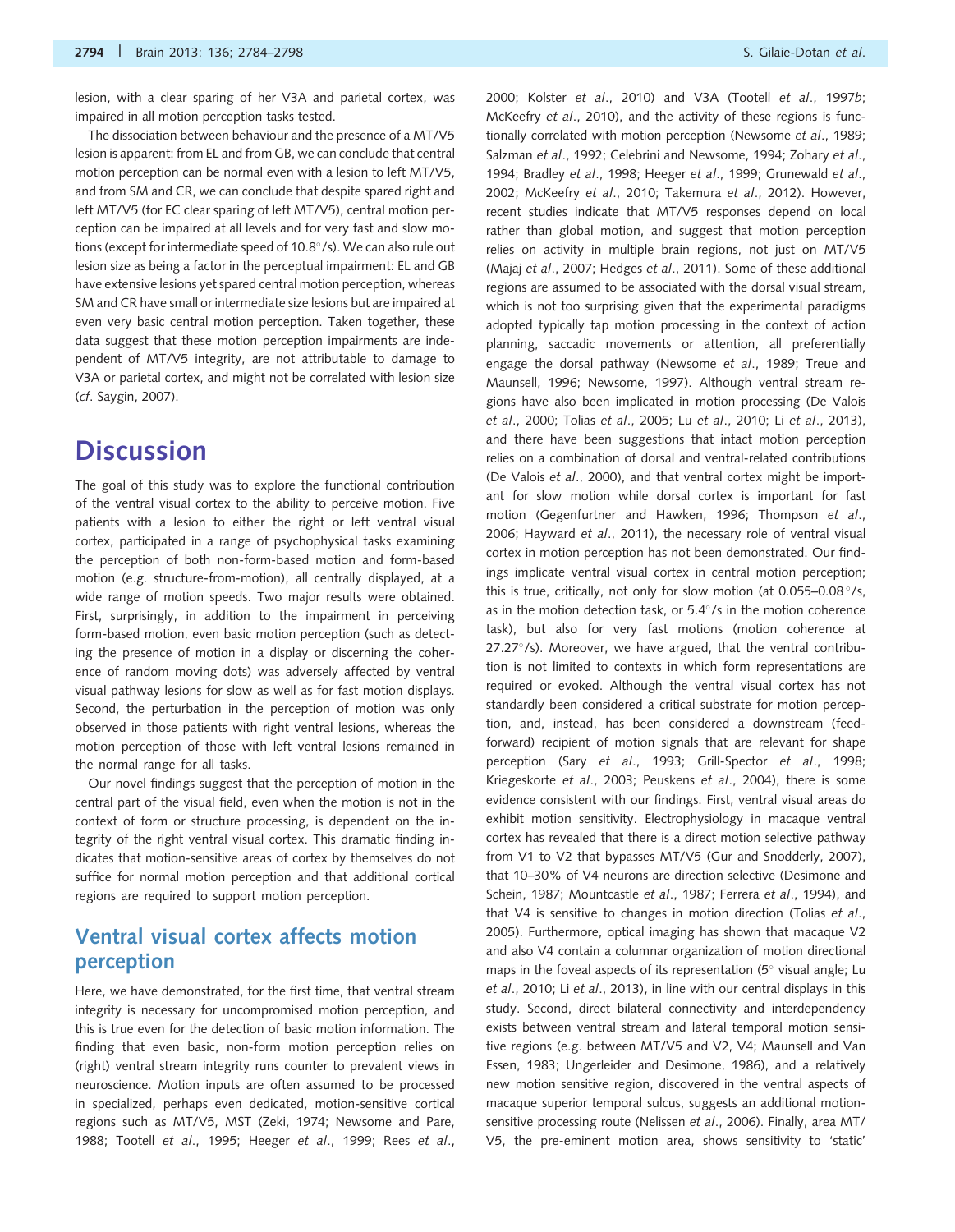lesion, with a clear sparing of her V3A and parietal cortex, was impaired in all motion perception tasks tested.

The dissociation between behaviour and the presence of a MT/V5 lesion is apparent: from EL and from GB, we can conclude that central motion perception can be normal even with a lesion to left MT/V5, and from SM and CR, we can conclude that despite spared right and left MT/V5 (for EC clear sparing of left MT/V5), central motion perception can be impaired at all levels and for very fast and slow motions (except for intermediate speed of 10.8°/s). We can also rule out lesion size as being a factor in the perceptual impairment: EL and GB have extensive lesions yet spared central motion perception, whereas SM and CR have small or intermediate size lesions but are impaired at even very basic central motion perception. Taken together, these data suggest that these motion perception impairments are independent of MT/V5 integrity, are not attributable to damage to V3A or parietal cortex, and might not be correlated with lesion size (*cf*. Saygin, 2007).

# Discussion

The goal of this study was to explore the functional contribution of the ventral visual cortex to the ability to perceive motion. Five patients with a lesion to either the right or left ventral visual cortex, participated in a range of psychophysical tasks examining the perception of both non-form-based motion and form-based motion (e.g. structure-from-motion), all centrally displayed, at a wide range of motion speeds. Two major results were obtained. First, surprisingly, in addition to the impairment in perceiving form-based motion, even basic motion perception (such as detecting the presence of motion in a display or discerning the coherence of random moving dots) was adversely affected by ventral visual pathway lesions for slow as well as for fast motion displays. Second, the perturbation in the perception of motion was only observed in those patients with right ventral lesions, whereas the motion perception of those with left ventral lesions remained in the normal range for all tasks.

Our novel findings suggest that the perception of motion in the central part of the visual field, even when the motion is not in the context of form or structure processing, is dependent on the integrity of the right ventral visual cortex. This dramatic finding indicates that motion-sensitive areas of cortex by themselves do not suffice for normal motion perception and that additional cortical regions are required to support motion perception.

## Ventral visual cortex affects motion perception

Here, we have demonstrated, for the first time, that ventral stream integrity is necessary for uncompromised motion perception, and this is true even for the detection of basic motion information. The finding that even basic, non-form motion perception relies on (right) ventral stream integrity runs counter to prevalent views in neuroscience. Motion inputs are often assumed to be processed in specialized, perhaps even dedicated, motion-sensitive cortical regions such as MT/V5, MST (Zeki, 1974; Newsome and Pare, 1988; Tootell *et al*., 1995; Heeger *et al*., 1999; Rees *et al*., 2000; Kolster *et al*., 2010) and V3A (Tootell *et al*., 1997*b*; McKeefry *et al*., 2010), and the activity of these regions is functionally correlated with motion perception (Newsome *et al*., 1989; Salzman *et al*., 1992; Celebrini and Newsome, 1994; Zohary *et al*., 1994; Bradley *et al*., 1998; Heeger *et al*., 1999; Grunewald *et al*., 2002; McKeefry *et al*., 2010; Takemura *et al*., 2012). However, recent studies indicate that MT/V5 responses depend on local rather than global motion, and suggest that motion perception relies on activity in multiple brain regions, not just on MT/V5 (Majaj *et al*., 2007; Hedges *et al*., 2011). Some of these additional regions are assumed to be associated with the dorsal visual stream, which is not too surprising given that the experimental paradigms adopted typically tap motion processing in the context of action planning, saccadic movements or attention, all preferentially engage the dorsal pathway (Newsome *et al*., 1989; Treue and Maunsell, 1996; Newsome, 1997). Although ventral stream regions have also been implicated in motion processing (De Valois *et al*., 2000; Tolias *et al*., 2005; Lu *et al*., 2010; Li *et al*., 2013), and there have been suggestions that intact motion perception relies on a combination of dorsal and ventral-related contributions (De Valois *et al*., 2000), and that ventral cortex might be important for slow motion while dorsal cortex is important for fast motion (Gegenfurtner and Hawken, 1996; Thompson *et al*., 2006; Hayward *et al*., 2011), the necessary role of ventral visual cortex in motion perception has not been demonstrated. Our findings implicate ventral visual cortex in central motion perception; this is true, critically, not only for slow motion (at 0.055–0.08°/s, as in the motion detection task, or 5.4°/s in the motion coherence task), but also for very fast motions (motion coherence at 27.27°/s). Moreover, we have argued, that the ventral contribution is not limited to contexts in which form representations are required or evoked. Although the ventral visual cortex has not standardly been considered a critical substrate for motion perception, and, instead, has been considered a downstream (feedforward) recipient of motion signals that are relevant for shape perception (Sary *et al*., 1993; Grill-Spector *et al*., 1998; Kriegeskorte *et al*., 2003; Peuskens *et al*., 2004), there is some evidence consistent with our findings. First, ventral visual areas do exhibit motion sensitivity. Electrophysiology in macaque ventral cortex has revealed that there is a direct motion selective pathway from V1 to V2 that bypasses MT/V5 (Gur and Snodderly, 2007), that 10–30% of V4 neurons are direction selective (Desimone and Schein, 1987; Mountcastle *et al*., 1987; Ferrera *et al*., 1994), and that V4 is sensitive to changes in motion direction (Tolias *et al*., 2005). Furthermore, optical imaging has shown that macaque V2 and also V4 contain a columnar organization of motion directional maps in the foveal aspects of its representation (5° visual angle; Lu *et al*., 2010; Li *et al*., 2013), in line with our central displays in this study. Second, direct bilateral connectivity and interdependency exists between ventral stream and lateral temporal motion sensitive regions (e.g. between MT/V5 and V2, V4; Maunsell and Van Essen, 1983; Ungerleider and Desimone, 1986), and a relatively new motion sensitive region, discovered in the ventral aspects of macaque superior temporal sulcus, suggests an additional motion-sensitive processing route (Nelissen *et al*., 2006). Finally, area MT/V5, the pre-eminent motion area, shows sensitivity to 'static'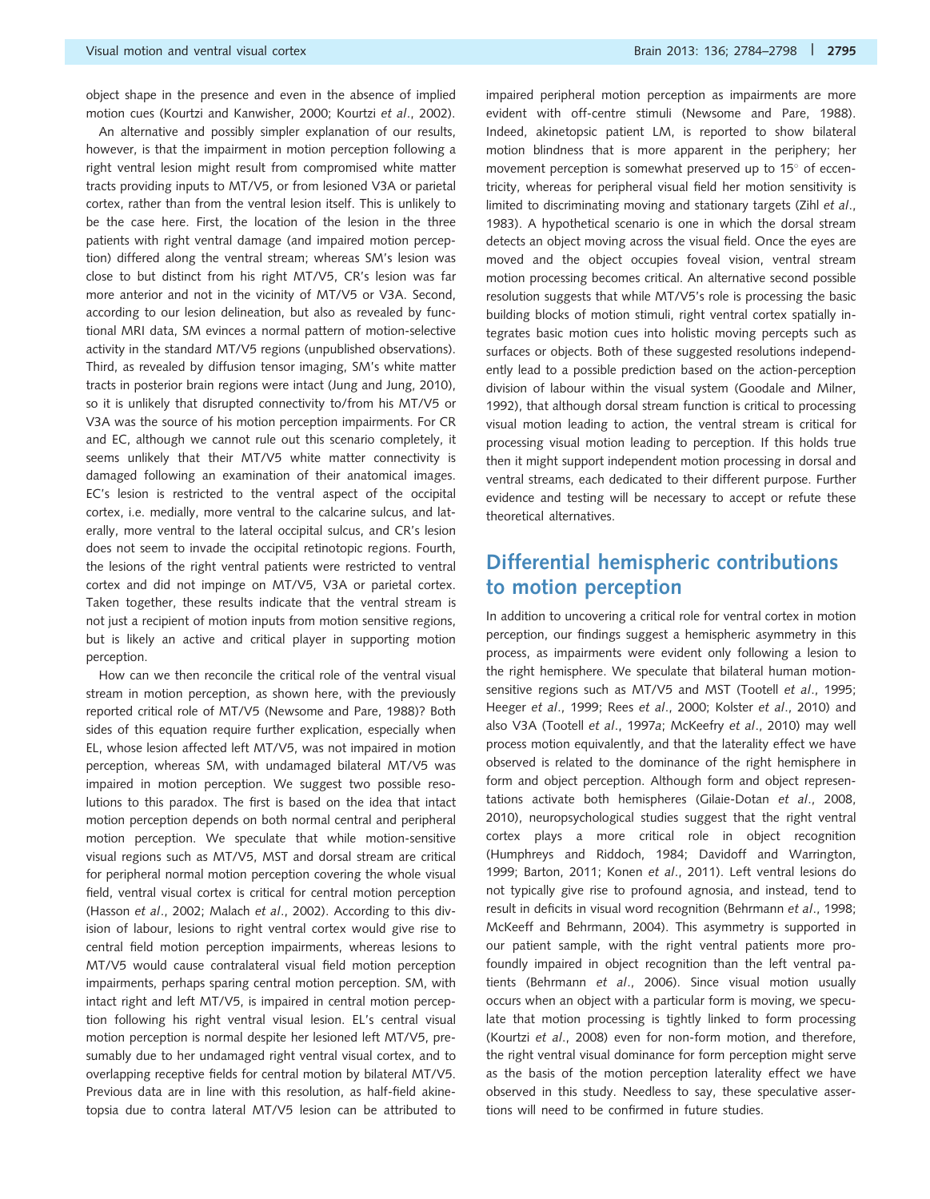object shape in the presence and even in the absence of implied motion cues (Kourtzi and Kanwisher, 2000; Kourtzi *et al*., 2002).

An alternative and possibly simpler explanation of our results, however, is that the impairment in motion perception following a right ventral lesion might result from compromised white matter tracts providing inputs to MT/V5, or from lesioned V3A or parietal cortex, rather than from the ventral lesion itself. This is unlikely to be the case here. First, the location of the lesion in the three patients with right ventral damage (and impaired motion perception) differed along the ventral stream; whereas SM's lesion was close to but distinct from his right MT/V5, CR's lesion was far more anterior and not in the vicinity of MT/V5 or V3A. Second, according to our lesion delineation, but also as revealed by functional MRI data, SM evinces a normal pattern of motion-selective activity in the standard MT/V5 regions (unpublished observations). Third, as revealed by diffusion tensor imaging, SM's white matter tracts in posterior brain regions were intact (Jung and Jung, 2010), so it is unlikely that disrupted connectivity to/from his MT/V5 or V3A was the source of his motion perception impairments. For CR and EC, although we cannot rule out this scenario completely, it seems unlikely that their MT/V5 white matter connectivity is damaged following an examination of their anatomical images. EC's lesion is restricted to the ventral aspect of the occipital cortex, i.e. medially, more ventral to the calcarine sulcus, and laterally, more ventral to the lateral occipital sulcus, and CR's lesion does not seem to invade the occipital retinotopic regions. Fourth, the lesions of the right ventral patients were restricted to ventral cortex and did not impinge on MT/V5, V3A or parietal cortex. Taken together, these results indicate that the ventral stream is not just a recipient of motion inputs from motion sensitive regions, but is likely an active and critical player in supporting motion perception.

How can we then reconcile the critical role of the ventral visual stream in motion perception, as shown here, with the previously reported critical role of MT/V5 (Newsome and Pare, 1988)? Both sides of this equation require further explication, especially when EL, whose lesion affected left MT/V5, was not impaired in motion perception, whereas SM, with undamaged bilateral MT/V5 was impaired in motion perception. We suggest two possible resolutions to this paradox. The first is based on the idea that intact motion perception depends on both normal central and peripheral motion perception. We speculate that while motion-sensitive visual regions such as MT/V5, MST and dorsal stream are critical for peripheral normal motion perception covering the whole visual field, ventral visual cortex is critical for central motion perception (Hasson *et al*., 2002; Malach *et al*., 2002). According to this division of labour, lesions to right ventral cortex would give rise to central field motion perception impairments, whereas lesions to MT/V5 would cause contralateral visual field motion perception impairments, perhaps sparing central motion perception. SM, with intact right and left MT/V5, is impaired in central motion perception following his right ventral visual lesion. EL's central visual motion perception is normal despite her lesioned left MT/V5, presumably due to her undamaged right ventral visual cortex, and to overlapping receptive fields for central motion by bilateral MT/V5. Previous data are in line with this resolution, as half-field akinetopsia due to contra lateral MT/V5 lesion can be attributed to impaired peripheral motion perception as impairments are more evident with off-centre stimuli (Newsome and Pare, 1988). Indeed, akinetopsic patient LM, is reported to show bilateral motion blindness that is more apparent in the periphery; her movement perception is somewhat preserved up to 15° of eccentricity, whereas for peripheral visual field her motion sensitivity is limited to discriminating moving and stationary targets (Zihl *et al*., 1983). A hypothetical scenario is one in which the dorsal stream detects an object moving across the visual field. Once the eyes are moved and the object occupies foveal vision, ventral stream motion processing becomes critical. An alternative second possible resolution suggests that while MT/V5's role is processing the basic building blocks of motion stimuli, right ventral cortex spatially integrates basic motion cues into holistic moving percepts such as surfaces or objects. Both of these suggested resolutions independently lead to a possible prediction based on the action-perception division of labour within the visual system (Goodale and Milner, 1992), that although dorsal stream function is critical to processing visual motion leading to action, the ventral stream is critical for processing visual motion leading to perception. If this holds true then it might support independent motion processing in dorsal and ventral streams, each dedicated to their different purpose. Further evidence and testing will be necessary to accept or refute these theoretical alternatives.

## Differential hemispheric contributions to motion perception

In addition to uncovering a critical role for ventral cortex in motion perception, our findings suggest a hemispheric asymmetry in this process, as impairments were evident only following a lesion to the right hemisphere. We speculate that bilateral human motion-sensitive regions such as MT/V5 and MST (Tootell *et al*., 1995; Heeger *et al*., 1999; Rees *et al*., 2000; Kolster *et al*., 2010) and also V3A (Tootell *et al*., 1997*a*; McKeefry *et al*., 2010) may well process motion equivalently, and that the laterality effect we have observed is related to the dominance of the right hemisphere in form and object perception. Although form and object representations activate both hemispheres (Gilaie-Dotan *et al*., 2008, 2010), neuropsychological studies suggest that the right ventral cortex plays a more critical role in object recognition (Humphreys and Riddoch, 1984; Davidoff and Warrington, 1999; Barton, 2011; Konen *et al*., 2011). Left ventral lesions do not typically give rise to profound agnosia, and instead, tend to result in deficits in visual word recognition (Behrmann *et al*., 1998; McKeeff and Behrmann, 2004). This asymmetry is supported in our patient sample, with the right ventral patients more profoundly impaired in object recognition than the left ventral patients (Behrmann *et al*., 2006). Since visual motion usually occurs when an object with a particular form is moving, we speculate that motion processing is tightly linked to form processing (Kourtzi *et al*., 2008) even for non-form motion, and therefore, the right ventral visual dominance for form perception might serve as the basis of the motion perception laterality effect we have observed in this study. Needless to say, these speculative assertions will need to be confirmed in future studies.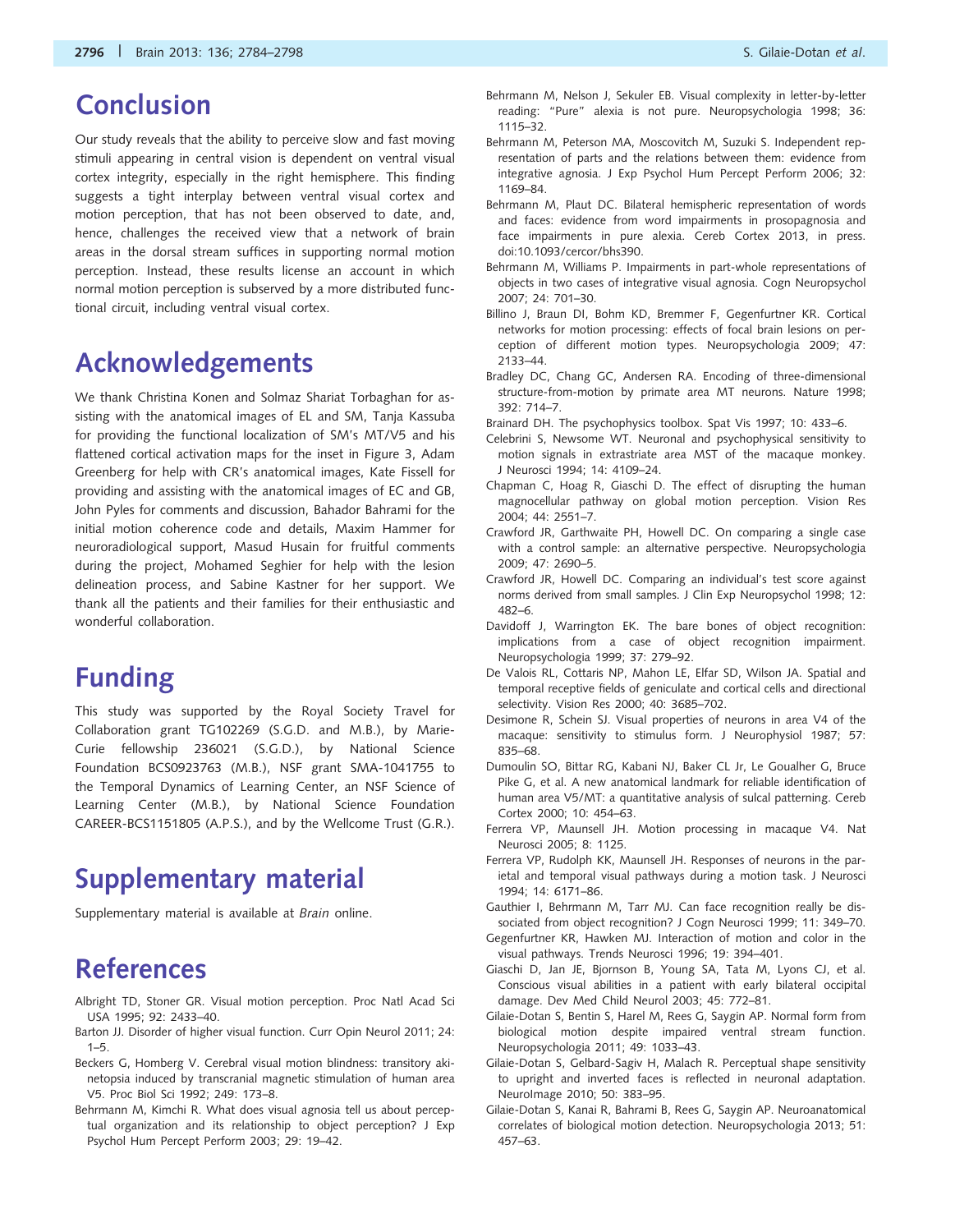# Conclusion

Our study reveals that the ability to perceive slow and fast moving stimuli appearing in central vision is dependent on ventral visual cortex integrity, especially in the right hemisphere. This finding suggests a tight interplay between ventral visual cortex and motion perception, that has not been observed to date, and, hence, challenges the received view that a network of brain areas in the dorsal stream suffices in supporting normal motion perception. Instead, these results license an account in which normal motion perception is subserved by a more distributed functional circuit, including ventral visual cortex.

# Acknowledgements

We thank Christina Konen and Solmaz Shariat Torbaghan for assisting with the anatomical images of EL and SM, Tanja Kassuba for providing the functional localization of SM's MT/V5 and his flattened cortical activation maps for the inset in Figure 3, Adam Greenberg for help with CR's anatomical images, Kate Fissell for providing and assisting with the anatomical images of EC and GB, John Pyles for comments and discussion, Bahador Bahrami for the initial motion coherence code and details, Maxim Hammer for neuroradiological support, Masud Husain for fruitful comments during the project, Mohamed Seghier for help with the lesion delineation process, and Sabine Kastner for her support. We thank all the patients and their families for their enthusiastic and wonderful collaboration.

# Funding

This study was supported by the Royal Society Travel for Collaboration grant TG102269 (S.G.D. and M.B.), by Marie-Curie fellowship 236021 (S.G.D.), by National Science Foundation BCS0923763 (M.B.), NSF grant SMA-1041755 to the Temporal Dynamics of Learning Center, an NSF Science of Learning Center (M.B.), by National Science Foundation CAREER-BCS1151805 (A.P.S.), and by the Wellcome Trust (G.R.).

# Supplementary material

Supplementary material is available at *Brain* online.

# References

Albright TD, Stoner GR. Visual motion perception. Proc Natl Acad Sci USA 1995; 92: 2433–40.

Barton JJ. Disorder of higher visual function. Curr Opin Neurol 2011; 24: 1–5.

Beckers G, Homberg V. Cerebral visual motion blindness: transitory akinetopsia induced by transcranial magnetic stimulation of human area V5. Proc Biol Sci 1992; 249: 173–8.

Behrmann M, Kimchi R. What does visual agnosia tell us about perceptual organization and its relationship to object perception? J Exp Psychol Hum Percept Perform 2003; 29: 19–42.

Behrmann M, Nelson J, Sekuler EB. Visual complexity in letter-by-letter reading: "Pure" alexia is not pure. Neuropsychologia 1998; 36: 1115–32.

Behrmann M, Peterson MA, Moscovitch M, Suzuki S. Independent representation of parts and the relations between them: evidence from integrative agnosia. J Exp Psychol Hum Percept Perform 2006; 32: 1169–84.

Behrmann M, Plaut DC. Bilateral hemispheric representation of words and faces: evidence from word impairments in prosopagnosia and face impairments in pure alexia. Cereb Cortex 2013, in press. doi:10.1093/cercor/bhs390.

Behrmann M, Williams P. Impairments in part-whole representations of objects in two cases of integrative visual agnosia. Cogn Neuropsychol 2007; 24: 701–30.

Billino J, Braun DI, Bohm KD, Bremmer F, Gegenfurtner KR. Cortical networks for motion processing: effects of focal brain lesions on perception of different motion types. Neuropsychologia 2009; 47: 2133–44.

Bradley DC, Chang GC, Andersen RA. Encoding of three-dimensional structure-from-motion by primate area MT neurons. Nature 1998; 392: 714–7.

Brainard DH. The psychophysics toolbox. Spat Vis 1997; 10: 433–6.

Celebrini S, Newsome WT. Neuronal and psychophysical sensitivity to motion signals in extrastriate area MST of the macaque monkey. J Neurosci 1994; 14: 4109–24.

Chapman C, Hoag R, Giaschi D. The effect of disrupting the human magnocellular pathway on global motion perception. Vision Res 2004; 44: 2551–7.

Crawford JR, Garthwaite PH, Howell DC. On comparing a single case with a control sample: an alternative perspective. Neuropsychologia 2009; 47: 2690–5.

Crawford JR, Howell DC. Comparing an individual's test score against norms derived from small samples. J Clin Exp Neuropsychol 1998; 12: 482–6.

Davidoff J, Warrington EK. The bare bones of object recognition: implications from a case of object recognition impairment. Neuropsychologia 1999; 37: 279–92.

De Valois RL, Cottaris NP, Mahon LE, Elfar SD, Wilson JA. Spatial and temporal receptive fields of geniculate and cortical cells and directional selectivity. Vision Res 2000; 40: 3685–702.

Desimone R, Schein SJ. Visual properties of neurons in area V4 of the macaque: sensitivity to stimulus form. J Neurophysiol 1987; 57: 835–68.

Dumoulin SO, Bittar RG, Kabani NJ, Baker CL Jr, Le Goualher G, Bruce Pike G, et al. A new anatomical landmark for reliable identification of human area V5/MT: a quantitative analysis of sulcal patterning. Cereb Cortex 2000; 10: 454–63.

Ferrera VP, Maunsell JH. Motion processing in macaque V4. Nat Neurosci 2005; 8: 1125.

Ferrera VP, Rudolph KK, Maunsell JH. Responses of neurons in the parietal and temporal visual pathways during a motion task. J Neurosci 1994; 14: 6171–86.

Gauthier I, Behrmann M, Tarr MJ. Can face recognition really be dissociated from object recognition? J Cogn Neurosci 1999; 11: 349–70.

Gegenfurtner KR, Hawken MJ. Interaction of motion and color in the visual pathways. Trends Neurosci 1996; 19: 394–401.

Giaschi D, Jan JE, Bjornson B, Young SA, Tata M, Lyons CJ, et al. Conscious visual abilities in a patient with early bilateral occipital damage. Dev Med Child Neurol 2003; 45: 772–81.

Gilaie-Dotan S, Bentin S, Harel M, Rees G, Saygin AP. Normal form from biological motion despite impaired ventral stream function. Neuropsychologia 2011; 49: 1033–43.

Gilaie-Dotan S, Gelbard-Sagiv H, Malach R. Perceptual shape sensitivity to upright and inverted faces is reflected in neuronal adaptation. NeuroImage 2010; 50: 383–95.

Gilaie-Dotan S, Kanai R, Bahrami B, Rees G, Saygin AP. Neuroanatomical correlates of biological motion detection. Neuropsychologia 2013; 51: 457–63.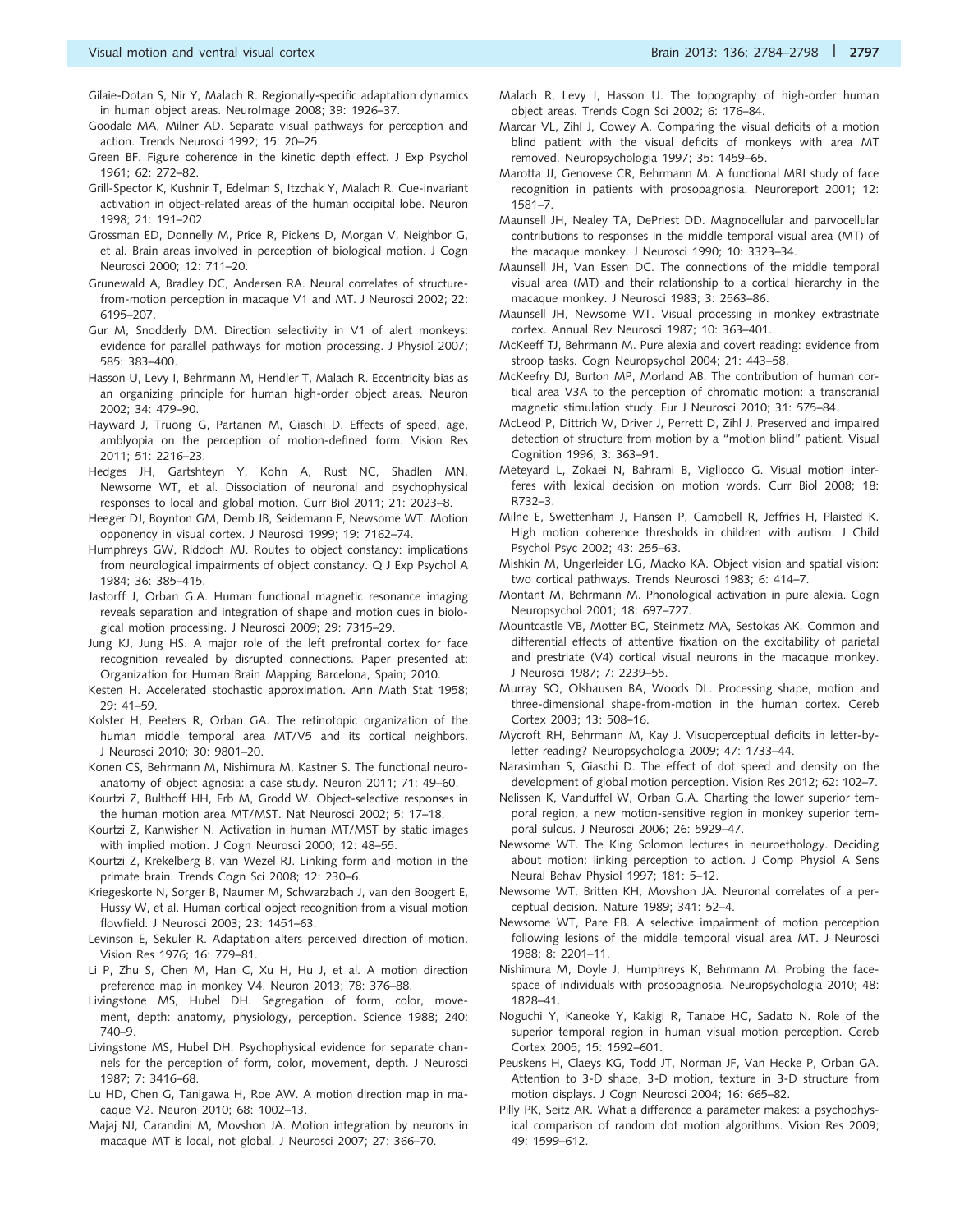Gilaie-Dotan S, Nir Y, Malach R. Regionally-specific adaptation dynamics in human object areas. NeuroImage 2008; 39: 1926–37.

Goodale MA, Milner AD. Separate visual pathways for perception and action. Trends Neurosci 1992; 15: 20–25.

Green BF. Figure coherence in the kinetic depth effect. J Exp Psychol 1961; 62: 272–82.

Grill-Spector K, Kushnir T, Edelman S, Itzchak Y, Malach R. Cue-invariant activation in object-related areas of the human occipital lobe. Neuron 1998; 21: 191–202.

Grossman ED, Donnelly M, Price R, Pickens D, Morgan V, Neighbor G, et al. Brain areas involved in perception of biological motion. J Cogn Neurosci 2000; 12: 711–20.

Grunewald A, Bradley DC, Andersen RA. Neural correlates of structure-from-motion perception in macaque V1 and MT. J Neurosci 2002; 22: 6195–207.

Gur M, Snodderly DM. Direction selectivity in V1 of alert monkeys: evidence for parallel pathways for motion processing. J Physiol 2007; 585: 383–400.

Hasson U, Levy I, Behrmann M, Hendler T, Malach R. Eccentricity bias as an organizing principle for human high-order object areas. Neuron 2002; 34: 479–90.

Hayward J, Truong G, Partanen M, Giaschi D. Effects of speed, age, amblyopia on the perception of motion-defined form. Vision Res 2011; 51: 2216–23.

Hedges JH, Gartshteyn Y, Kohn A, Rust NC, Shadlen MN, Newsome WT, et al. Dissociation of neuronal and psychophysical responses to local and global motion. Curr Biol 2011; 21: 2023–8.

Heeger DJ, Boynton GM, Demb JB, Seidemann E, Newsome WT. Motion opponency in visual cortex. J Neurosci 1999; 19: 7162–74.

Humphreys GW, Riddoch MJ. Routes to object constancy: implications from neurological impairments of object constancy. Q J Exp Psychol A 1984; 36: 385–415.

Jastorff J, Orban G.A. Human functional magnetic resonance imaging reveals separation and integration of shape and motion cues in biological motion processing. J Neurosci 2009; 29: 7315–29.

Jung KJ, Jung HS. A major role of the left prefrontal cortex for face recognition revealed by disrupted connections. Paper presented at: Organization for Human Brain Mapping Barcelona, Spain; 2010.

Kesten H. Accelerated stochastic approximation. Ann Math Stat 1958; 29: 41–59.

Kolster H, Peeters R, Orban GA. The retinotopic organization of the human middle temporal area MT/V5 and its cortical neighbors. J Neurosci 2010; 30: 9801–20.

Konen CS, Behrmann M, Nishimura M, Kastner S. The functional neuroanatomy of object agnosia: a case study. Neuron 2011; 71: 49–60.

Kourtzi Z, Bulthoff HH, Erb M, Grodd W. Object-selective responses in the human motion area MT/MST. Nat Neurosci 2002; 5: 17–18.

Kourtzi Z, Kanwisher N. Activation in human MT/MST by static images with implied motion. J Cogn Neurosci 2000; 12: 48–55.

Kourtzi Z, Krekelberg B, van Wezel RJ. Linking form and motion in the primate brain. Trends Cogn Sci 2008; 12: 230–6.

Kriegeskorte N, Sorger B, Naumer M, Schwarzbach J, van den Boogert E, Hussy W, et al. Human cortical object recognition from a visual motion flowfield. J Neurosci 2003; 23: 1451–63.

Levinson E, Sekuler R. Adaptation alters perceived direction of motion. Vision Res 1976; 16: 779–81.

Li P, Zhu S, Chen M, Han C, Xu H, Hu J, et al. A motion direction preference map in monkey V4. Neuron 2013; 78: 376–88.

Livingstone MS, Hubel DH. Segregation of form, color, movement, depth: anatomy, physiology, perception. Science 1988; 240: 740–9.

Livingstone MS, Hubel DH. Psychophysical evidence for separate channels for the perception of form, color, movement, depth. J Neurosci 1987; 7: 3416–68.

Lu HD, Chen G, Tanigawa H, Roe AW. A motion direction map in macaque V2. Neuron 2010; 68: 1002–13.

Majaj NJ, Carandini M, Movshon JA. Motion integration by neurons in macaque MT is local, not global. J Neurosci 2007; 27: 366–70.

Malach R, Levy I, Hasson U. The topography of high-order human object areas. Trends Cogn Sci 2002; 6: 176–84.

Marcar VL, Zihl J, Cowey A. Comparing the visual deficits of a motion blind patient with the visual deficits of monkeys with area MT removed. Neuropsychologia 1997; 35: 1459–65.

Marotta JJ, Genovese CR, Behrmann M. A functional MRI study of face recognition in patients with prosopagnosia. Neuroreport 2001; 12: 1581–7.

Maunsell JH, Nealey TA, DePriest DD. Magnocellular and parvocellular contributions to responses in the middle temporal visual area (MT) of the macaque monkey. J Neurosci 1990; 10: 3323–34.

Maunsell JH, Van Essen DC. The connections of the middle temporal visual area (MT) and their relationship to a cortical hierarchy in the macaque monkey. J Neurosci 1983; 3: 2563–86.

Maunsell JH, Newsome WT. Visual processing in monkey extrastriate cortex. Annual Rev Neurosci 1987; 10: 363–401.

McKeeff TJ, Behrmann M. Pure alexia and covert reading: evidence from stroop tasks. Cogn Neuropsychol 2004; 21: 443–58.

McKeefry DJ, Burton MP, Morland AB. The contribution of human cortical area V3A to the perception of chromatic motion: a transcranial magnetic stimulation study. Eur J Neurosci 2010; 31: 575–84.

McLeod P, Dittrich W, Driver J, Perrett D, Zihl J. Preserved and impaired detection of structure from motion by a "motion blind" patient. Visual Cognition 1996; 3: 363–91.

Meteyard L, Zokaei N, Bahrami B, Vigliocco G. Visual motion interferes with lexical decision on motion words. Curr Biol 2008; 18: R732–3.

Milne E, Swettenham J, Hansen P, Campbell R, Jeffries H, Plaisted K. High motion coherence thresholds in children with autism. J Child Psychol Psyc 2002; 43: 255–63.

Mishkin M, Ungerleider LG, Macko KA. Object vision and spatial vision: two cortical pathways. Trends Neurosci 1983; 6: 414–7.

Montant M, Behrmann M. Phonological activation in pure alexia. Cogn Neuropsychol 2001; 18: 697–727.

Mountcastle VB, Motter BC, Steinmetz MA, Sestokas AK. Common and differential effects of attentive fixation on the excitability of parietal and prestriate (V4) cortical visual neurons in the macaque monkey. J Neurosci 1987; 7: 2239–55.

Murray SO, Olshausen BA, Woods DL. Processing shape, motion and three-dimensional shape-from-motion in the human cortex. Cereb Cortex 2003; 13: 508–16.

Mycroft RH, Behrmann M, Kay J. Visuoperceptual deficits in letter-by-letter reading? Neuropsychologia 2009; 47: 1733–44.

Narasimhan S, Giaschi D. The effect of dot speed and density on the development of global motion perception. Vision Res 2012; 62: 102–7.

Nelissen K, Vanduffel W, Orban G.A. Charting the lower superior temporal region, a new motion-sensitive region in monkey superior temporal sulcus. J Neurosci 2006; 26: 5929–47.

Newsome WT. The King Solomon lectures in neuroethology. Deciding about motion: linking perception to action. J Comp Physiol A Sens Neural Behav Physiol 1997; 181: 5–12.

Newsome WT, Britten KH, Movshon JA. Neuronal correlates of a perceptual decision. Nature 1989; 341: 52–4.

Newsome WT, Pare EB. A selective impairment of motion perception following lesions of the middle temporal visual area MT. J Neurosci 1988; 8: 2201–11.

Nishimura M, Doyle J, Humphreys K, Behrmann M. Probing the face-space of individuals with prosopagnosia. Neuropsychologia 2010; 48: 1828–41.

Noguchi Y, Kaneoke Y, Kakigi R, Tanabe HC, Sadato N. Role of the superior temporal region in human visual motion perception. Cereb Cortex 2005; 15: 1592–601.

Peuskens H, Claeys KG, Todd JT, Norman JF, Van Hecke P, Orban GA. Attention to 3-D shape, 3-D motion, texture in 3-D structure from motion displays. J Cogn Neurosci 2004; 16: 665–82.

Pilly PK, Seitz AR. What a difference a parameter makes: a psychophysical comparison of random dot motion algorithms. Vision Res 2009; 49: 1599–612.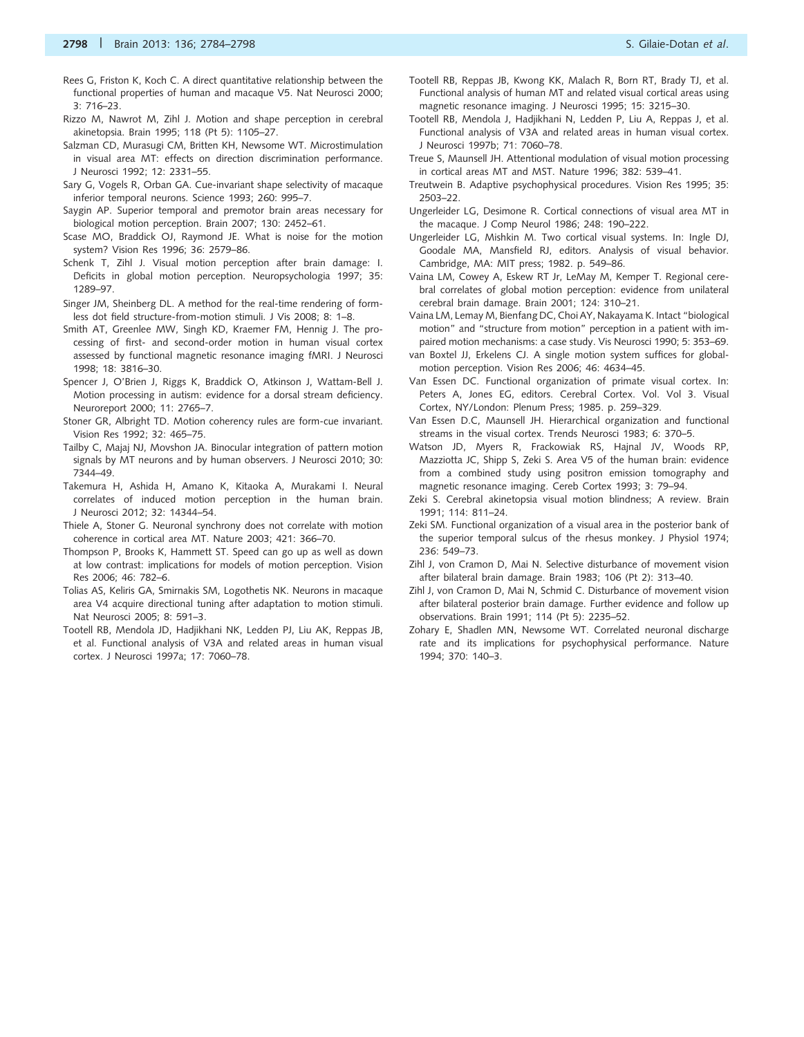Rees G, Friston K, Koch C. A direct quantitative relationship between the functional properties of human and macaque V5. Nat Neurosci 2000; 3: 716–23.

Rizzo M, Nawrot M, Zihl J. Motion and shape perception in cerebral akinetopsia. Brain 1995; 118 (Pt 5): 1105–27.

Salzman CD, Murasugi CM, Britten KH, Newsome WT. Microstimulation in visual area MT: effects on direction discrimination performance. J Neurosci 1992; 12: 2331–55.

Sary G, Vogels R, Orban GA. Cue-invariant shape selectivity of macaque inferior temporal neurons. Science 1993; 260: 995–7.

Saygin AP. Superior temporal and premotor brain areas necessary for biological motion perception. Brain 2007; 130: 2452–61.

Scase MO, Braddick OJ, Raymond JE. What is noise for the motion system? Vision Res 1996; 36: 2579–86.

Schenk T, Zihl J. Visual motion perception after brain damage: I. Deficits in global motion perception. Neuropsychologia 1997; 35: 1289–97.

Singer JM, Sheinberg DL. A method for the real-time rendering of formless dot field structure-from-motion stimuli. J Vis 2008; 8: 1–8.

Smith AT, Greenlee MW, Singh KD, Kraemer FM, Hennig J. The processing of first- and second-order motion in human visual cortex assessed by functional magnetic resonance imaging fMRI. J Neurosci 1998; 18: 3816–30.

Spencer J, O'Brien J, Riggs K, Braddick O, Atkinson J, Wattam-Bell J. Motion processing in autism: evidence for a dorsal stream deficiency. Neuroreport 2000; 11: 2765–7.

Stoner GR, Albright TD. Motion coherency rules are form-cue invariant. Vision Res 1992; 32: 465–75.

Tailby C, Majaj NJ, Movshon JA. Binocular integration of pattern motion signals by MT neurons and by human observers. J Neurosci 2010; 30: 7344–49.

Takemura H, Ashida H, Amano K, Kitaoka A, Murakami I. Neural correlates of induced motion perception in the human brain. J Neurosci 2012; 32: 14344–54.

Thiele A, Stoner G. Neuronal synchrony does not correlate with motion coherence in cortical area MT. Nature 2003; 421: 366–70.

Thompson P, Brooks K, Hammett ST. Speed can go up as well as down at low contrast: implications for models of motion perception. Vision Res 2006; 46: 782–6.

Tolias AS, Keliris GA, Smirnakis SM, Logothetis NK. Neurons in macaque area V4 acquire directional tuning after adaptation to motion stimuli. Nat Neurosci 2005; 8: 591–3.

Tootell RB, Mendola JD, Hadjikhani NK, Ledden PJ, Liu AK, Reppas JB, et al. Functional analysis of V3A and related areas in human visual cortex. J Neurosci 1997a; 17: 7060–78.

Tootell RB, Reppas JB, Kwong KK, Malach R, Born RT, Brady TJ, et al. Functional analysis of human MT and related visual cortical areas using magnetic resonance imaging. J Neurosci 1995; 15: 3215–30.

Tootell RB, Mendola J, Hadjikhani N, Ledden P, Liu A, Reppas J, et al. Functional analysis of V3A and related areas in human visual cortex. J Neurosci 1997b; 71: 7060–78.

Treue S, Maunsell JH. Attentional modulation of visual motion processing in cortical areas MT and MST. Nature 1996; 382: 539–41.

Treutwein B. Adaptive psychophysical procedures. Vision Res 1995; 35: 2503–22.

Ungerleider LG, Desimone R. Cortical connections of visual area MT in the macaque. J Comp Neurol 1986; 248: 190–222.

Ungerleider LG, Mishkin M. Two cortical visual systems. In: Ingle DJ, Goodale MA, Mansfield RJ, editors. Analysis of visual behavior. Cambridge, MA: MIT press; 1982. p. 549–86.

Vaina LM, Cowey A, Eskew RT Jr, LeMay M, Kemper T. Regional cerebral correlates of global motion perception: evidence from unilateral cerebral brain damage. Brain 2001; 124: 310–21.

Vaina LM, Lemay M, Bienfang DC, Choi AY, Nakayama K. Intact "biological motion" and "structure from motion" perception in a patient with impaired motion mechanisms: a case study. Vis Neurosci 1990; 5: 353–69.

van Boxtel JJ, Erkelens CJ. A single motion system suffices for global-motion perception. Vision Res 2006; 46: 4634–45.

Van Essen DC. Functional organization of primate visual cortex. In: Peters A, Jones EG, editors. Cerebral Cortex. Vol. Vol 3. Visual Cortex, NY/London: Plenum Press; 1985. p. 259–329.

Van Essen D.C, Maunsell JH. Hierarchical organization and functional streams in the visual cortex. Trends Neurosci 1983; 6: 370–5.

Watson JD, Myers R, Frackowiak RS, Hajnal JV, Woods RP, Mazziotta JC, Shipp S, Zeki S. Area V5 of the human brain: evidence from a combined study using positron emission tomography and magnetic resonance imaging. Cereb Cortex 1993; 3: 79–94.

Zeki S. Cerebral akinetopsia visual motion blindness; A review. Brain 1991; 114: 811–24.

Zeki SM. Functional organization of a visual area in the posterior bank of the superior temporal sulcus of the rhesus monkey. J Physiol 1974; 236: 549–73.

Zihl J, von Cramon D, Mai N. Selective disturbance of movement vision after bilateral brain damage. Brain 1983; 106 (Pt 2): 313–40.

Zihl J, von Cramon D, Mai N, Schmid C. Disturbance of movement vision after bilateral posterior brain damage. Further evidence and follow up observations. Brain 1991; 114 (Pt 5): 2235–52.

Zohary E, Shadlen MN, Newsome WT. Correlated neuronal discharge rate and its implications for psychophysical performance. Nature 1994; 370: 140–3.